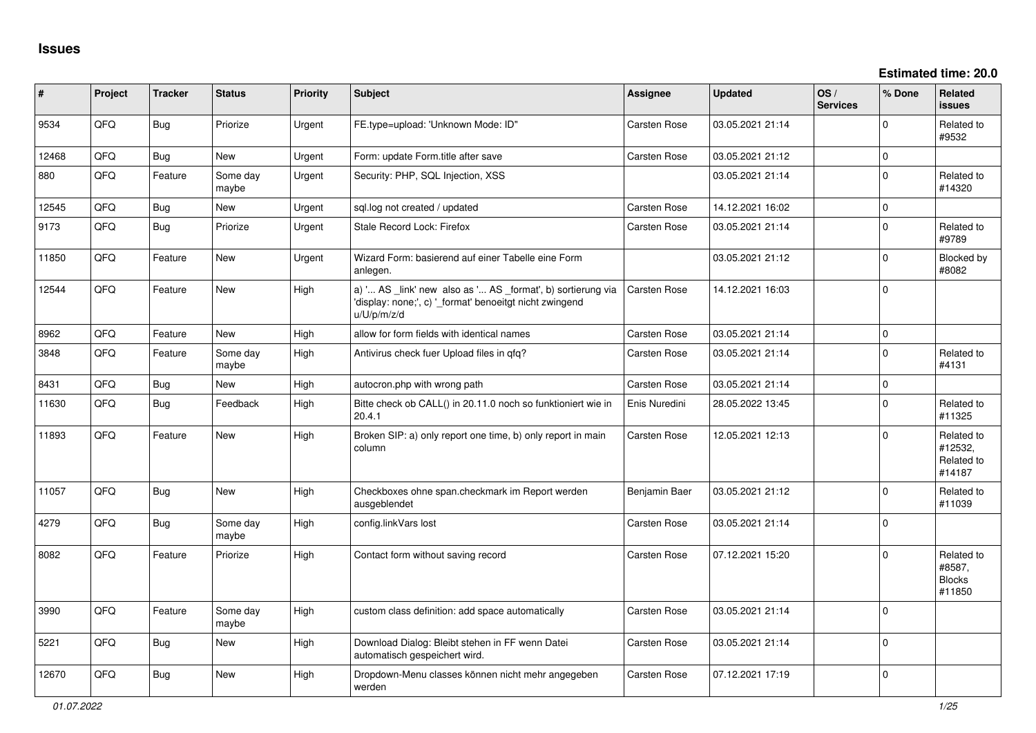# Issues

**Estimated time: 20.0**

| # | Project | Tracker | Status | Priority | Subject | Assignee | Updated | OS / Services | % Done | Related issues |
|---|---|---|---|---|---|---|---|---|---|---|
| 9534 | QFQ | Bug | Priorize | Urgent | FE.type=upload: 'Unknown Mode: ID" | Carsten Rose | 03.05.2021 21:14 | | 0 | Related to #9532 |
| 12468 | QFQ | Bug | New | Urgent | Form: update Form.title after save | Carsten Rose | 03.05.2021 21:12 | | 0 | |
| 880 | QFQ | Feature | Some day maybe | Urgent | Security: PHP, SQL Injection, XSS | | 03.05.2021 21:14 | | 0 | Related to #14320 |
| 12545 | QFQ | Bug | New | Urgent | sql.log not created / updated | Carsten Rose | 14.12.2021 16:02 | | 0 | |
| 9173 | QFQ | Bug | Priorize | Urgent | Stale Record Lock: Firefox | Carsten Rose | 03.05.2021 21:14 | | 0 | Related to #9789 |
| 11850 | QFQ | Feature | New | Urgent | Wizard Form: basierend auf einer Tabelle eine Form anlegen. | | 03.05.2021 21:12 | | 0 | Blocked by #8082 |
| 12544 | QFQ | Feature | New | High | a) '... AS _link' new also as '... AS _format', b) sortierung via 'display: none;', c) '_format' benoeitgt nicht zwingend u/U/p/m/z/d | Carsten Rose | 14.12.2021 16:03 | | 0 | |
| 8962 | QFQ | Feature | New | High | allow for form fields with identical names | Carsten Rose | 03.05.2021 21:14 | | 0 | |
| 3848 | QFQ | Feature | Some day maybe | High | Antivirus check fuer Upload files in qfq? | Carsten Rose | 03.05.2021 21:14 | | 0 | Related to #4131 |
| 8431 | QFQ | Bug | New | High | autocron.php with wrong path | Carsten Rose | 03.05.2021 21:14 | | 0 | |
| 11630 | QFQ | Bug | Feedback | High | Bitte check ob CALL() in 20.11.0 noch so funktioniert wie in 20.4.1 | Enis Nuredini | 28.05.2022 13:45 | | 0 | Related to #11325 |
| 11893 | QFQ | Feature | New | High | Broken SIP: a) only report one time, b) only report in main column | Carsten Rose | 12.05.2021 12:13 | | 0 | Related to #12532, Related to #14187 |
| 11057 | QFQ | Bug | New | High | Checkboxes ohne span.checkmark im Report werden ausgeblendet | Benjamin Baer | 03.05.2021 21:12 | | 0 | Related to #11039 |
| 4279 | QFQ | Bug | Some day maybe | High | config.linkVars lost | Carsten Rose | 03.05.2021 21:14 | | 0 | |
| 8082 | QFQ | Feature | Priorize | High | Contact form without saving record | Carsten Rose | 07.12.2021 15:20 | | 0 | Related to #8587, Blocks #11850 |
| 3990 | QFQ | Feature | Some day maybe | High | custom class definition: add space automatically | Carsten Rose | 03.05.2021 21:14 | | 0 | |
| 5221 | QFQ | Bug | New | High | Download Dialog: Bleibt stehen in FF wenn Datei automatisch gespeichert wird. | Carsten Rose | 03.05.2021 21:14 | | 0 | |
| 12670 | QFQ | Bug | New | High | Dropdown-Menu classes können nicht mehr angegeben werden | Carsten Rose | 07.12.2021 17:19 | | 0 | |

*01.07.2022*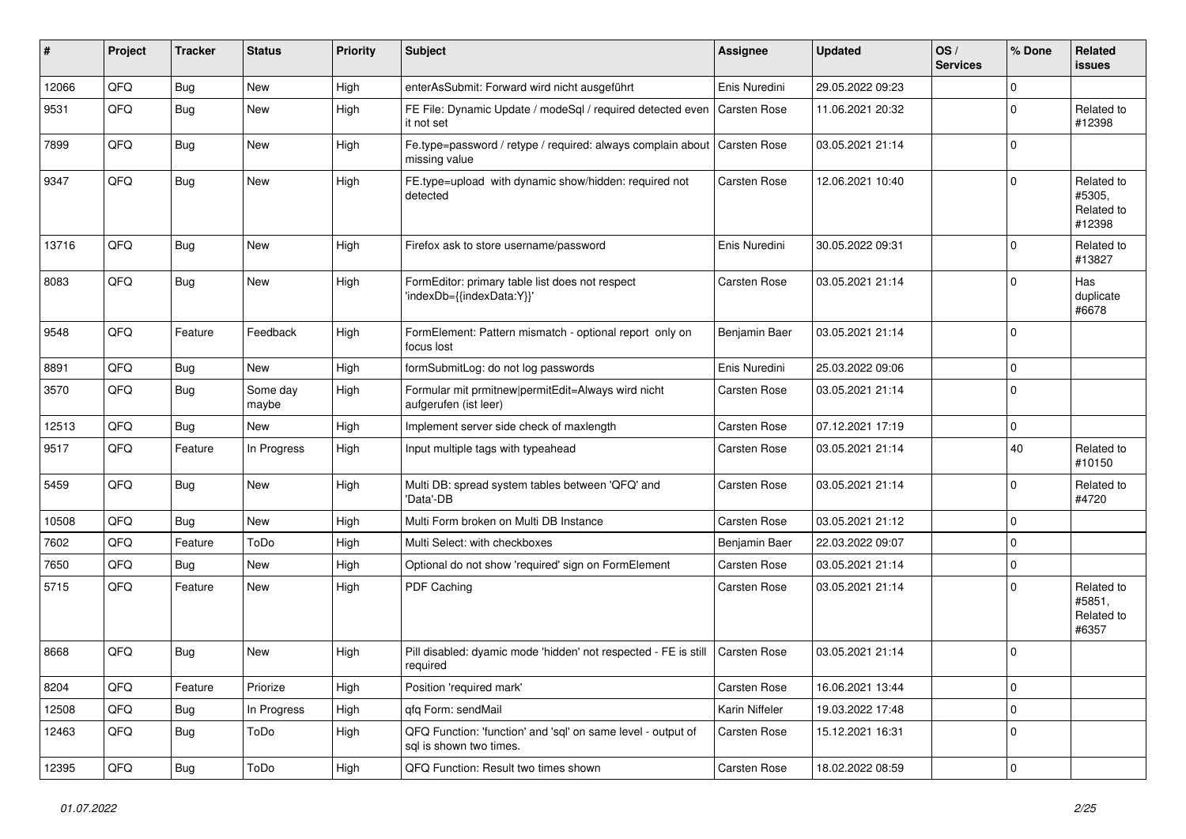| # | Project | Tracker | Status | Priority | Subject | Assignee | Updated | OS / Services | % Done | Related issues |
|---|---|---|---|---|---|---|---|---|---|---|
| 12066 | QFQ | Bug | New | High | enterAsSubmit: Forward wird nicht ausgeführt | Enis Nuredini | 29.05.2022 09:23 | | 0 | |
| 9531 | QFQ | Bug | New | High | FE File: Dynamic Update / modeSql / required detected even it not set | Carsten Rose | 11.06.2021 20:32 | | 0 | Related to #12398 |
| 7899 | QFQ | Bug | New | High | Fe.type=password / retype / required: always complain about missing value | Carsten Rose | 03.05.2021 21:14 | | 0 | |
| 9347 | QFQ | Bug | New | High | FE.type=upload with dynamic show/hidden: required not detected | Carsten Rose | 12.06.2021 10:40 | | 0 | Related to #5305, Related to #12398 |
| 13716 | QFQ | Bug | New | High | Firefox ask to store username/password | Enis Nuredini | 30.05.2022 09:31 | | 0 | Related to #13827 |
| 8083 | QFQ | Bug | New | High | FormEditor: primary table list does not respect 'indexDb={{indexData:Y}}' | Carsten Rose | 03.05.2021 21:14 | | 0 | Has duplicate #6678 |
| 9548 | QFQ | Feature | Feedback | High | FormElement: Pattern mismatch - optional report only on focus lost | Benjamin Baer | 03.05.2021 21:14 | | 0 | |
| 8891 | QFQ | Bug | New | High | formSubmitLog: do not log passwords | Enis Nuredini | 25.03.2022 09:06 | | 0 | |
| 3570 | QFQ | Bug | Some day maybe | High | Formular mit prmitnew\|permitEdit=Always wird nicht aufgerufen (ist leer) | Carsten Rose | 03.05.2021 21:14 | | 0 | |
| 12513 | QFQ | Bug | New | High | Implement server side check of maxlength | Carsten Rose | 07.12.2021 17:19 | | 0 | |
| 9517 | QFQ | Feature | In Progress | High | Input multiple tags with typeahead | Carsten Rose | 03.05.2021 21:14 | | 40 | Related to #10150 |
| 5459 | QFQ | Bug | New | High | Multi DB: spread system tables between 'QFQ' and 'Data'-DB | Carsten Rose | 03.05.2021 21:14 | | 0 | Related to #4720 |
| 10508 | QFQ | Bug | New | High | Multi Form broken on Multi DB Instance | Carsten Rose | 03.05.2021 21:12 | | 0 | |
| 7602 | QFQ | Feature | ToDo | High | Multi Select: with checkboxes | Benjamin Baer | 22.03.2022 09:07 | | 0 | |
| 7650 | QFQ | Bug | New | High | Optional do not show 'required' sign on FormElement | Carsten Rose | 03.05.2021 21:14 | | 0 | |
| 5715 | QFQ | Feature | New | High | PDF Caching | Carsten Rose | 03.05.2021 21:14 | | 0 | Related to #5851, Related to #6357 |
| 8668 | QFQ | Bug | New | High | Pill disabled: dyamic mode 'hidden' not respected - FE is still required | Carsten Rose | 03.05.2021 21:14 | | 0 | |
| 8204 | QFQ | Feature | Priorize | High | Position 'required mark' | Carsten Rose | 16.06.2021 13:44 | | 0 | |
| 12508 | QFQ | Bug | In Progress | High | qfq Form: sendMail | Karin Niffeler | 19.03.2022 17:48 | | 0 | |
| 12463 | QFQ | Bug | ToDo | High | QFQ Function: 'function' and 'sql' on same level - output of sql is shown two times. | Carsten Rose | 15.12.2021 16:31 | | 0 | |
| 12395 | QFQ | Bug | ToDo | High | QFQ Function: Result two times shown | Carsten Rose | 18.02.2022 08:59 | | 0 | |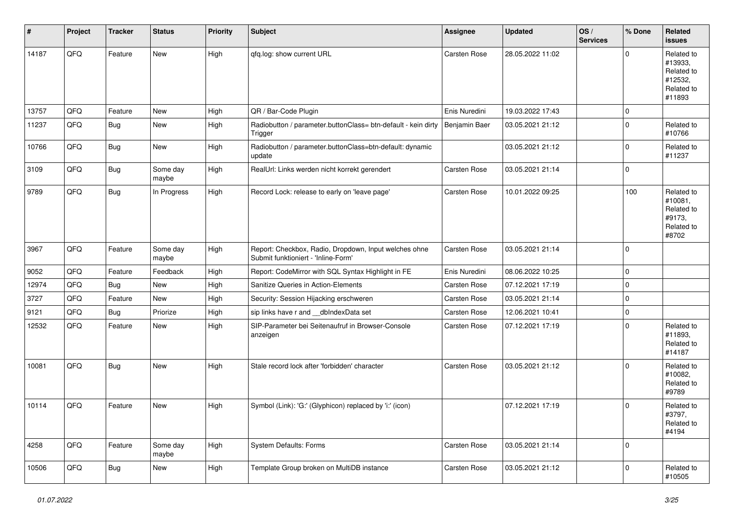| # | Project | Tracker | Status | Priority | Subject | Assignee | Updated | OS / Services | % Done | Related issues |
|---|---|---|---|---|---|---|---|---|---|---|
| 14187 | QFQ | Feature | New | High | qfq.log: show current URL | Carsten Rose | 28.05.2022 11:02 | | 0 | Related to #13933, Related to #12532, Related to #11893 |
| 13757 | QFQ | Feature | New | High | QR / Bar-Code Plugin | Enis Nuredini | 19.03.2022 17:43 | | 0 | |
| 11237 | QFQ | Bug | New | High | Radiobutton / parameter.buttonClass= btn-default - kein dirty Trigger | Benjamin Baer | 03.05.2021 21:12 | | 0 | Related to #10766 |
| 10766 | QFQ | Bug | New | High | Radiobutton / parameter.buttonClass=btn-default: dynamic update | | 03.05.2021 21:12 | | 0 | Related to #11237 |
| 3109 | QFQ | Bug | Some day maybe | High | RealUrl: Links werden nicht korrekt gerendert | Carsten Rose | 03.05.2021 21:14 | | 0 | |
| 9789 | QFQ | Bug | In Progress | High | Record Lock: release to early on 'leave page' | Carsten Rose | 10.01.2022 09:25 | | 100 | Related to #10081, Related to #9173, Related to #8702 |
| 3967 | QFQ | Feature | Some day maybe | High | Report: Checkbox, Radio, Dropdown, Input welches ohne Submit funktioniert - 'Inline-Form' | Carsten Rose | 03.05.2021 21:14 | | 0 | |
| 9052 | QFQ | Feature | Feedback | High | Report: CodeMirror with SQL Syntax Highlight in FE | Enis Nuredini | 08.06.2022 10:25 | | 0 | |
| 12974 | QFQ | Bug | New | High | Sanitize Queries in Action-Elements | Carsten Rose | 07.12.2021 17:19 | | 0 | |
| 3727 | QFQ | Feature | New | High | Security: Session Hijacking erschweren | Carsten Rose | 03.05.2021 21:14 | | 0 | |
| 9121 | QFQ | Bug | Priorize | High | sip links have r and __dbIndexData set | Carsten Rose | 12.06.2021 10:41 | | 0 | |
| 12532 | QFQ | Feature | New | High | SIP-Parameter bei Seitenaufruf in Browser-Console anzeigen | Carsten Rose | 07.12.2021 17:19 | | 0 | Related to #11893, Related to #14187 |
| 10081 | QFQ | Bug | New | High | Stale record lock after 'forbidden' character | Carsten Rose | 03.05.2021 21:12 | | 0 | Related to #10082, Related to #9789 |
| 10114 | QFQ | Feature | New | High | Symbol (Link): 'G:' (Glyphicon) replaced by 'i:' (icon) | | 07.12.2021 17:19 | | 0 | Related to #3797, Related to #4194 |
| 4258 | QFQ | Feature | Some day maybe | High | System Defaults: Forms | Carsten Rose | 03.05.2021 21:14 | | 0 | |
| 10506 | QFQ | Bug | New | High | Template Group broken on MultiDB instance | Carsten Rose | 03.05.2021 21:12 | | 0 | Related to #10505 |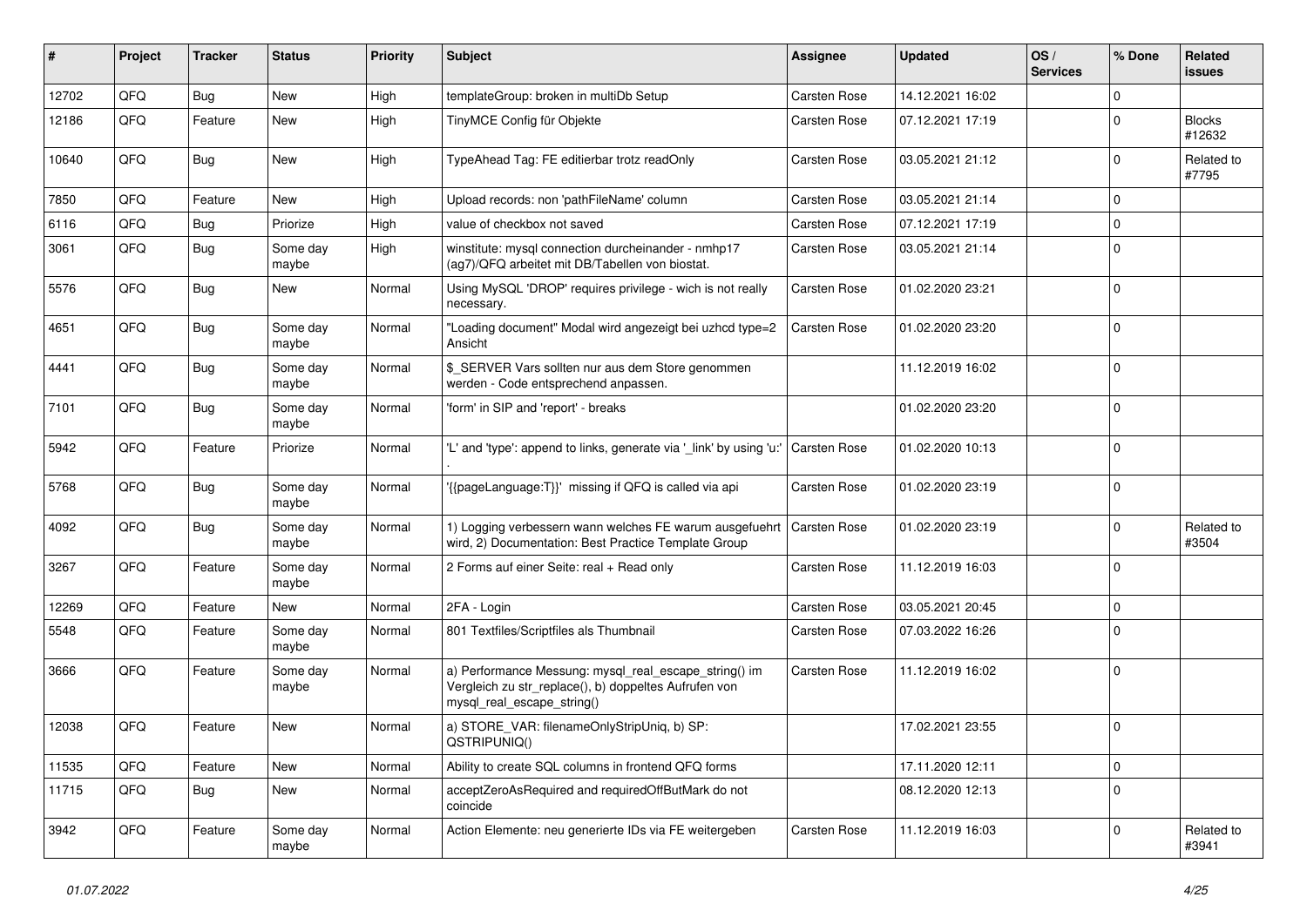| # | Project | Tracker | Status | Priority | Subject | Assignee | Updated | OS / Services | % Done | Related issues |
|---|---|---|---|---|---|---|---|---|---|---|
| 12702 | QFQ | Bug | New | High | templateGroup: broken in multiDb Setup | Carsten Rose | 14.12.2021 16:02 | | 0 | |
| 12186 | QFQ | Feature | New | High | TinyMCE Config für Objekte | Carsten Rose | 07.12.2021 17:19 | | 0 | Blocks #12632 |
| 10640 | QFQ | Bug | New | High | TypeAhead Tag: FE editierbar trotz readOnly | Carsten Rose | 03.05.2021 21:12 | | 0 | Related to #7795 |
| 7850 | QFQ | Feature | New | High | Upload records: non 'pathFileName' column | Carsten Rose | 03.05.2021 21:14 | | 0 | |
| 6116 | QFQ | Bug | Priorize | High | value of checkbox not saved | Carsten Rose | 07.12.2021 17:19 | | 0 | |
| 3061 | QFQ | Bug | Some day maybe | High | winstitute: mysql connection durcheinander - nmhp17 (ag7)/QFQ arbeitet mit DB/Tabellen von biostat. | Carsten Rose | 03.05.2021 21:14 | | 0 | |
| 5576 | QFQ | Bug | New | Normal | Using MySQL 'DROP' requires privilege - wich is not really necessary. | Carsten Rose | 01.02.2020 23:21 | | 0 | |
| 4651 | QFQ | Bug | Some day maybe | Normal | "Loading document" Modal wird angezeigt bei uzhcd type=2 Ansicht | Carsten Rose | 01.02.2020 23:20 | | 0 | |
| 4441 | QFQ | Bug | Some day maybe | Normal | $_SERVER Vars sollten nur aus dem Store genommen werden - Code entsprechend anpassen. | | 11.12.2019 16:02 | | 0 | |
| 7101 | QFQ | Bug | Some day maybe | Normal | 'form' in SIP and 'report' - breaks | | 01.02.2020 23:20 | | 0 | |
| 5942 | QFQ | Feature | Priorize | Normal | 'L' and 'type': append to links, generate via '_link' by using 'u:' . | Carsten Rose | 01.02.2020 10:13 | | 0 | |
| 5768 | QFQ | Bug | Some day maybe | Normal | '{{pageLanguage:T}}' missing if QFQ is called via api | Carsten Rose | 01.02.2020 23:19 | | 0 | |
| 4092 | QFQ | Bug | Some day maybe | Normal | 1) Logging verbessern wann welches FE warum ausgefuehrt wird, 2) Documentation: Best Practice Template Group | Carsten Rose | 01.02.2020 23:19 | | 0 | Related to #3504 |
| 3267 | QFQ | Feature | Some day maybe | Normal | 2 Forms auf einer Seite: real + Read only | Carsten Rose | 11.12.2019 16:03 | | 0 | |
| 12269 | QFQ | Feature | New | Normal | 2FA - Login | Carsten Rose | 03.05.2021 20:45 | | 0 | |
| 5548 | QFQ | Feature | Some day maybe | Normal | 801 Textfiles/Scriptfiles als Thumbnail | Carsten Rose | 07.03.2022 16:26 | | 0 | |
| 3666 | QFQ | Feature | Some day maybe | Normal | a) Performance Messung: mysql_real_escape_string() im Vergleich zu str_replace(), b) doppeltes Aufrufen von mysql_real_escape_string() | Carsten Rose | 11.12.2019 16:02 | | 0 | |
| 12038 | QFQ | Feature | New | Normal | a) STORE_VAR: filenameOnlyStripUniq, b) SP: QSTRIPUNIQ() | | 17.02.2021 23:55 | | 0 | |
| 11535 | QFQ | Feature | New | Normal | Ability to create SQL columns in frontend QFQ forms | | 17.11.2020 12:11 | | 0 | |
| 11715 | QFQ | Bug | New | Normal | acceptZeroAsRequired and requiredOffButMark do not coincide | | 08.12.2020 12:13 | | 0 | |
| 3942 | QFQ | Feature | Some day maybe | Normal | Action Elemente: neu generierte IDs via FE weitergeben | Carsten Rose | 11.12.2019 16:03 | | 0 | Related to #3941 |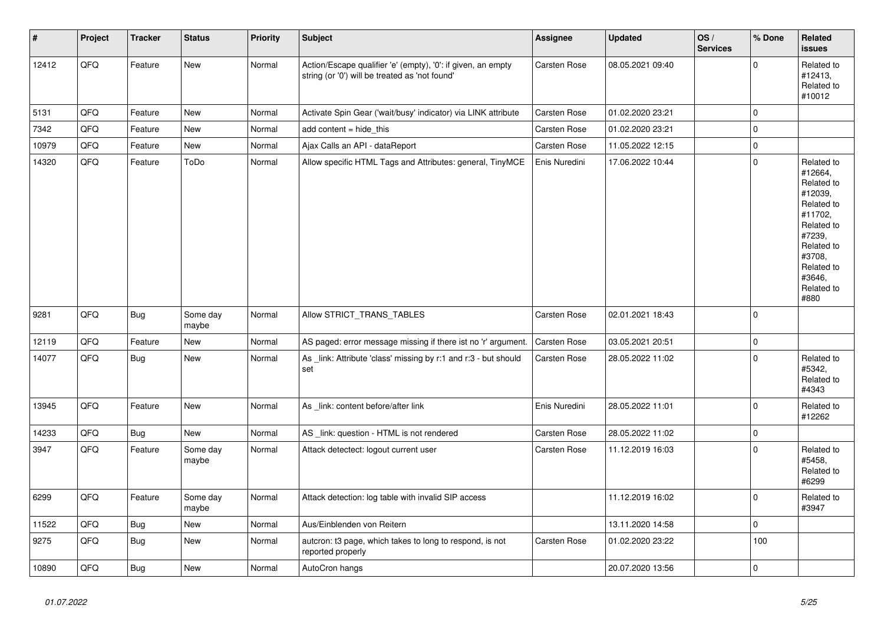| # | Project | Tracker | Status | Priority | Subject | Assignee | Updated | OS / Services | % Done | Related issues |
|---|---|---|---|---|---|---|---|---|---|---|
| 12412 | QFQ | Feature | New | Normal | Action/Escape qualifier 'e' (empty), '0': if given, an empty string (or '0') will be treated as 'not found' | Carsten Rose | 08.05.2021 09:40 | | 0 | Related to #12413, Related to #10012 |
| 5131 | QFQ | Feature | New | Normal | Activate Spin Gear ('wait/busy' indicator) via LINK attribute | Carsten Rose | 01.02.2020 23:21 | | 0 | |
| 7342 | QFQ | Feature | New | Normal | add content = hide_this | Carsten Rose | 01.02.2020 23:21 | | 0 | |
| 10979 | QFQ | Feature | New | Normal | Ajax Calls an API - dataReport | Carsten Rose | 11.05.2022 12:15 | | 0 | |
| 14320 | QFQ | Feature | ToDo | Normal | Allow specific HTML Tags and Attributes: general, TinyMCE | Enis Nuredini | 17.06.2022 10:44 | | 0 | Related to #12664, Related to #12039, Related to #11702, Related to #7239, Related to #3708, Related to #3646, Related to #880 |
| 9281 | QFQ | Bug | Some day maybe | Normal | Allow STRICT_TRANS_TABLES | Carsten Rose | 02.01.2021 18:43 | | 0 | |
| 12119 | QFQ | Feature | New | Normal | AS paged: error message missing if there ist no 'r' argument. | Carsten Rose | 03.05.2021 20:51 | | 0 | |
| 14077 | QFQ | Bug | New | Normal | As _link: Attribute 'class' missing by r:1 and r:3 - but should set | Carsten Rose | 28.05.2022 11:02 | | 0 | Related to #5342, Related to #4343 |
| 13945 | QFQ | Feature | New | Normal | As _link: content before/after link | Enis Nuredini | 28.05.2022 11:01 | | 0 | Related to #12262 |
| 14233 | QFQ | Bug | New | Normal | AS _link: question - HTML is not rendered | Carsten Rose | 28.05.2022 11:02 | | 0 | |
| 3947 | QFQ | Feature | Some day maybe | Normal | Attack detectect: logout current user | Carsten Rose | 11.12.2019 16:03 | | 0 | Related to #5458, Related to #6299 |
| 6299 | QFQ | Feature | Some day maybe | Normal | Attack detection: log table with invalid SIP access | | 11.12.2019 16:02 | | 0 | Related to #3947 |
| 11522 | QFQ | Bug | New | Normal | Aus/Einblenden von Reitern | | 13.11.2020 14:58 | | 0 | |
| 9275 | QFQ | Bug | New | Normal | autcron: t3 page, which takes to long to respond, is not reported properly | Carsten Rose | 01.02.2020 23:22 | | 100 | |
| 10890 | QFQ | Bug | New | Normal | AutoCron hangs | | 20.07.2020 13:56 | | 0 | |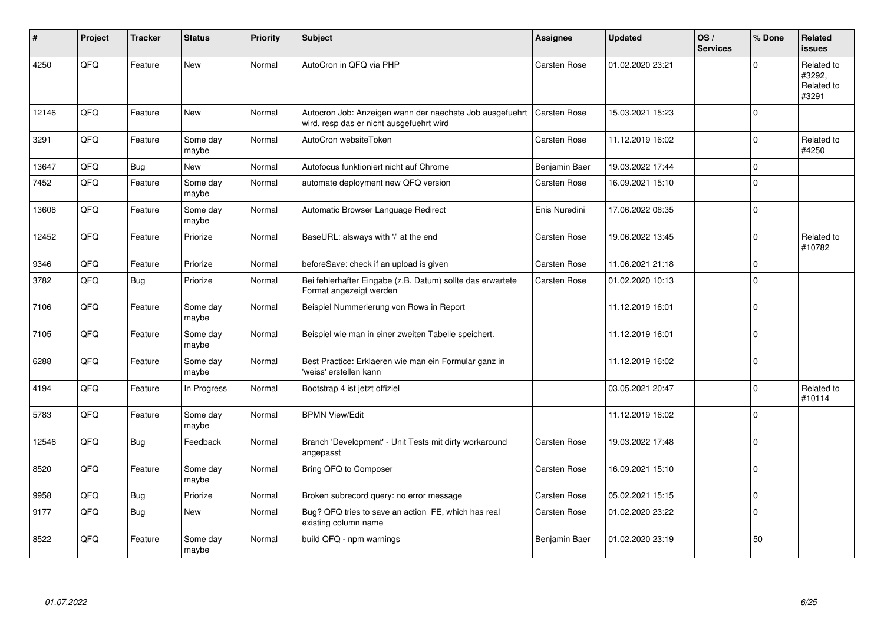| # | Project | Tracker | Status | Priority | Subject | Assignee | Updated | OS / Services | % Done | Related issues |
|---|---|---|---|---|---|---|---|---|---|---|
| 4250 | QFQ | Feature | New | Normal | AutoCron in QFQ via PHP | Carsten Rose | 01.02.2020 23:21 | | 0 | Related to #3292, Related to #3291 |
| 12146 | QFQ | Feature | New | Normal | Autocron Job: Anzeigen wann der naechste Job ausgefuehrt wird, resp das er nicht ausgefuehrt wird | Carsten Rose | 15.03.2021 15:23 | | 0 | |
| 3291 | QFQ | Feature | Some day maybe | Normal | AutoCron websiteToken | Carsten Rose | 11.12.2019 16:02 | | 0 | Related to #4250 |
| 13647 | QFQ | Bug | New | Normal | Autofocus funktioniert nicht auf Chrome | Benjamin Baer | 19.03.2022 17:44 | | 0 | |
| 7452 | QFQ | Feature | Some day maybe | Normal | automate deployment new QFQ version | Carsten Rose | 16.09.2021 15:10 | | 0 | |
| 13608 | QFQ | Feature | Some day maybe | Normal | Automatic Browser Language Redirect | Enis Nuredini | 17.06.2022 08:35 | | 0 | |
| 12452 | QFQ | Feature | Priorize | Normal | BaseURL: alsways with '/' at the end | Carsten Rose | 19.06.2022 13:45 | | 0 | Related to #10782 |
| 9346 | QFQ | Feature | Priorize | Normal | beforeSave: check if an upload is given | Carsten Rose | 11.06.2021 21:18 | | 0 | |
| 3782 | QFQ | Bug | Priorize | Normal | Bei fehlerhafter Eingabe (z.B. Datum) sollte das erwartete Format angezeigt werden | Carsten Rose | 01.02.2020 10:13 | | 0 | |
| 7106 | QFQ | Feature | Some day maybe | Normal | Beispiel Nummerierung von Rows in Report | | 11.12.2019 16:01 | | 0 | |
| 7105 | QFQ | Feature | Some day maybe | Normal | Beispiel wie man in einer zweiten Tabelle speichert. | | 11.12.2019 16:01 | | 0 | |
| 6288 | QFQ | Feature | Some day maybe | Normal | Best Practice: Erklaeren wie man ein Formular ganz in 'weiss' erstellen kann | | 11.12.2019 16:02 | | 0 | |
| 4194 | QFQ | Feature | In Progress | Normal | Bootstrap 4 ist jetzt offiziel | | 03.05.2021 20:47 | | 0 | Related to #10114 |
| 5783 | QFQ | Feature | Some day maybe | Normal | BPMN View/Edit | | 11.12.2019 16:02 | | 0 | |
| 12546 | QFQ | Bug | Feedback | Normal | Branch 'Development' - Unit Tests mit dirty workaround angepasst | Carsten Rose | 19.03.2022 17:48 | | 0 | |
| 8520 | QFQ | Feature | Some day maybe | Normal | Bring QFQ to Composer | Carsten Rose | 16.09.2021 15:10 | | 0 | |
| 9958 | QFQ | Bug | Priorize | Normal | Broken subrecord query: no error message | Carsten Rose | 05.02.2021 15:15 | | 0 | |
| 9177 | QFQ | Bug | New | Normal | Bug? QFQ tries to save an action FE, which has real existing column name | Carsten Rose | 01.02.2020 23:22 | | 0 | |
| 8522 | QFQ | Feature | Some day maybe | Normal | build QFQ - npm warnings | Benjamin Baer | 01.02.2020 23:19 | | 50 | |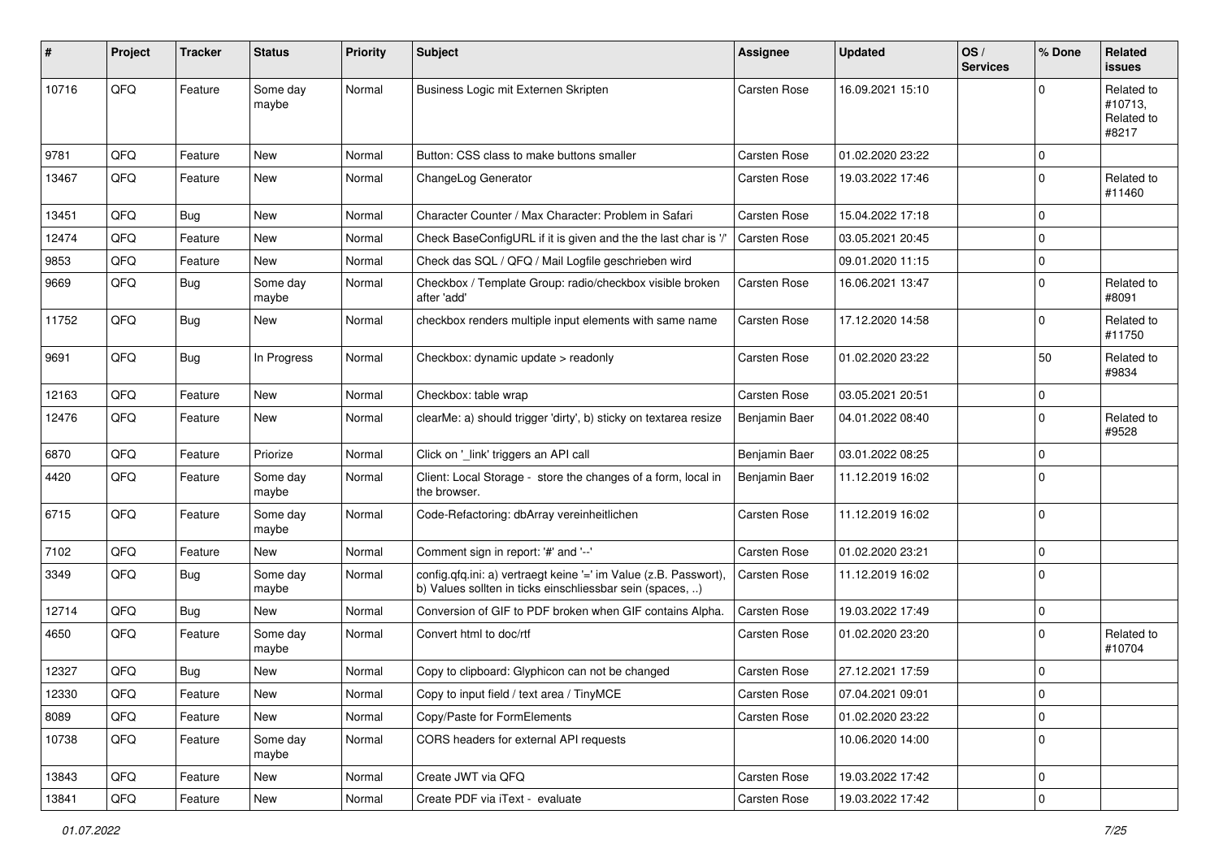| # | Project | Tracker | Status | Priority | Subject | Assignee | Updated | OS / Services | % Done | Related issues |
|---|---|---|---|---|---|---|---|---|---|---|
| 10716 | QFQ | Feature | Some day maybe | Normal | Business Logic mit Externen Skripten | Carsten Rose | 16.09.2021 15:10 | | 0 | Related to #10713, Related to #8217 |
| 9781 | QFQ | Feature | New | Normal | Button: CSS class to make buttons smaller | Carsten Rose | 01.02.2020 23:22 | | 0 | |
| 13467 | QFQ | Feature | New | Normal | ChangeLog Generator | Carsten Rose | 19.03.2022 17:46 | | 0 | Related to #11460 |
| 13451 | QFQ | Bug | New | Normal | Character Counter / Max Character: Problem in Safari | Carsten Rose | 15.04.2022 17:18 | | 0 | |
| 12474 | QFQ | Feature | New | Normal | Check BaseConfigURL if it is given and the the last char is '/' | Carsten Rose | 03.05.2021 20:45 | | 0 | |
| 9853 | QFQ | Feature | New | Normal | Check das SQL / QFQ / Mail Logfile geschrieben wird | | 09.01.2020 11:15 | | 0 | |
| 9669 | QFQ | Bug | Some day maybe | Normal | Checkbox / Template Group: radio/checkbox visible broken after 'add' | Carsten Rose | 16.06.2021 13:47 | | 0 | Related to #8091 |
| 11752 | QFQ | Bug | New | Normal | checkbox renders multiple input elements with same name | Carsten Rose | 17.12.2020 14:58 | | 0 | Related to #11750 |
| 9691 | QFQ | Bug | In Progress | Normal | Checkbox: dynamic update > readonly | Carsten Rose | 01.02.2020 23:22 | | 50 | Related to #9834 |
| 12163 | QFQ | Feature | New | Normal | Checkbox: table wrap | Carsten Rose | 03.05.2021 20:51 | | 0 | |
| 12476 | QFQ | Feature | New | Normal | clearMe: a) should trigger 'dirty', b) sticky on textarea resize | Benjamin Baer | 04.01.2022 08:40 | | 0 | Related to #9528 |
| 6870 | QFQ | Feature | Priorize | Normal | Click on '_link' triggers an API call | Benjamin Baer | 03.01.2022 08:25 | | 0 | |
| 4420 | QFQ | Feature | Some day maybe | Normal | Client: Local Storage - store the changes of a form, local in the browser. | Benjamin Baer | 11.12.2019 16:02 | | 0 | |
| 6715 | QFQ | Feature | Some day maybe | Normal | Code-Refactoring: dbArray vereinheitlichen | Carsten Rose | 11.12.2019 16:02 | | 0 | |
| 7102 | QFQ | Feature | New | Normal | Comment sign in report: '#' and '--' | Carsten Rose | 01.02.2020 23:21 | | 0 | |
| 3349 | QFQ | Bug | Some day maybe | Normal | config.qfq.ini: a) vertraegt keine '=' im Value (z.B. Passwort), b) Values sollten in ticks einschliessbar sein (spaces, ..) | Carsten Rose | 11.12.2019 16:02 | | 0 | |
| 12714 | QFQ | Bug | New | Normal | Conversion of GIF to PDF broken when GIF contains Alpha. | Carsten Rose | 19.03.2022 17:49 | | 0 | |
| 4650 | QFQ | Feature | Some day maybe | Normal | Convert html to doc/rtf | Carsten Rose | 01.02.2020 23:20 | | 0 | Related to #10704 |
| 12327 | QFQ | Bug | New | Normal | Copy to clipboard: Glyphicon can not be changed | Carsten Rose | 27.12.2021 17:59 | | 0 | |
| 12330 | QFQ | Feature | New | Normal | Copy to input field / text area / TinyMCE | Carsten Rose | 07.04.2021 09:01 | | 0 | |
| 8089 | QFQ | Feature | New | Normal | Copy/Paste for FormElements | Carsten Rose | 01.02.2020 23:22 | | 0 | |
| 10738 | QFQ | Feature | Some day maybe | Normal | CORS headers for external API requests | | 10.06.2020 14:00 | | 0 | |
| 13843 | QFQ | Feature | New | Normal | Create JWT via QFQ | Carsten Rose | 19.03.2022 17:42 | | 0 | |
| 13841 | QFQ | Feature | New | Normal | Create PDF via iText - evaluate | Carsten Rose | 19.03.2022 17:42 | | 0 | |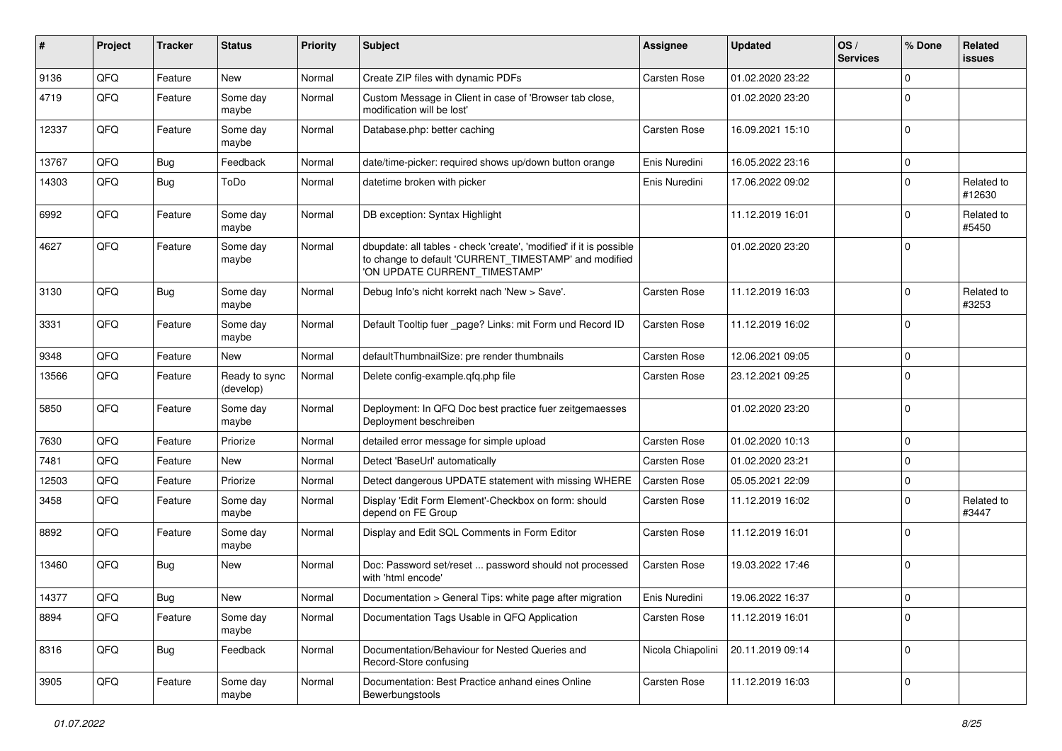| # | Project | Tracker | Status | Priority | Subject | Assignee | Updated | OS / Services | % Done | Related issues |
|---|---|---|---|---|---|---|---|---|---|---|
| 9136 | QFQ | Feature | New | Normal | Create ZIP files with dynamic PDFs | Carsten Rose | 01.02.2020 23:22 | | 0 | |
| 4719 | QFQ | Feature | Some day maybe | Normal | Custom Message in Client in case of 'Browser tab close, modification will be lost' | | 01.02.2020 23:20 | | 0 | |
| 12337 | QFQ | Feature | Some day maybe | Normal | Database.php: better caching | Carsten Rose | 16.09.2021 15:10 | | 0 | |
| 13767 | QFQ | Bug | Feedback | Normal | date/time-picker: required shows up/down button orange | Enis Nuredini | 16.05.2022 23:16 | | 0 | |
| 14303 | QFQ | Bug | ToDo | Normal | datetime broken with picker | Enis Nuredini | 17.06.2022 09:02 | | 0 | Related to #12630 |
| 6992 | QFQ | Feature | Some day maybe | Normal | DB exception: Syntax Highlight | | 11.12.2019 16:01 | | 0 | Related to #5450 |
| 4627 | QFQ | Feature | Some day maybe | Normal | dbupdate: all tables - check 'create', 'modified' if it is possible to change to default 'CURRENT_TIMESTAMP' and modified 'ON UPDATE CURRENT_TIMESTAMP' | | 01.02.2020 23:20 | | 0 | |
| 3130 | QFQ | Bug | Some day maybe | Normal | Debug Info's nicht korrekt nach 'New > Save'. | Carsten Rose | 11.12.2019 16:03 | | 0 | Related to #3253 |
| 3331 | QFQ | Feature | Some day maybe | Normal | Default Tooltip fuer _page? Links: mit Form und Record ID | Carsten Rose | 11.12.2019 16:02 | | 0 | |
| 9348 | QFQ | Feature | New | Normal | defaultThumbnailSize: pre render thumbnails | Carsten Rose | 12.06.2021 09:05 | | 0 | |
| 13566 | QFQ | Feature | Ready to sync (develop) | Normal | Delete config-example.qfq.php file | Carsten Rose | 23.12.2021 09:25 | | 0 | |
| 5850 | QFQ | Feature | Some day maybe | Normal | Deployment: In QFQ Doc best practice fuer zeitgemaesses Deployment beschreiben | | 01.02.2020 23:20 | | 0 | |
| 7630 | QFQ | Feature | Priorize | Normal | detailed error message for simple upload | Carsten Rose | 01.02.2020 10:13 | | 0 | |
| 7481 | QFQ | Feature | New | Normal | Detect 'BaseUrl' automatically | Carsten Rose | 01.02.2020 23:21 | | 0 | |
| 12503 | QFQ | Feature | Priorize | Normal | Detect dangerous UPDATE statement with missing WHERE | Carsten Rose | 05.05.2021 22:09 | | 0 | |
| 3458 | QFQ | Feature | Some day maybe | Normal | Display 'Edit Form Element'-Checkbox on form: should depend on FE Group | Carsten Rose | 11.12.2019 16:02 | | 0 | Related to #3447 |
| 8892 | QFQ | Feature | Some day maybe | Normal | Display and Edit SQL Comments in Form Editor | Carsten Rose | 11.12.2019 16:01 | | 0 | |
| 13460 | QFQ | Bug | New | Normal | Doc: Password set/reset ... password should not processed with 'html encode' | Carsten Rose | 19.03.2022 17:46 | | 0 | |
| 14377 | QFQ | Bug | New | Normal | Documentation > General Tips: white page after migration | Enis Nuredini | 19.06.2022 16:37 | | 0 | |
| 8894 | QFQ | Feature | Some day maybe | Normal | Documentation Tags Usable in QFQ Application | Carsten Rose | 11.12.2019 16:01 | | 0 | |
| 8316 | QFQ | Bug | Feedback | Normal | Documentation/Behaviour for Nested Queries and Record-Store confusing | Nicola Chiapolini | 20.11.2019 09:14 | | 0 | |
| 3905 | QFQ | Feature | Some day maybe | Normal | Documentation: Best Practice anhand eines Online Bewerbungstools | Carsten Rose | 11.12.2019 16:03 | | 0 | |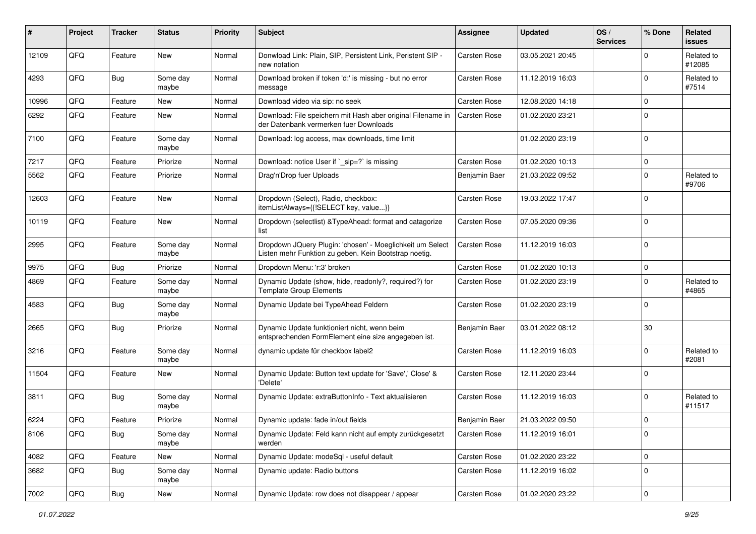| # | Project | Tracker | Status | Priority | Subject | Assignee | Updated | OS / Services | % Done | Related issues |
|---|---|---|---|---|---|---|---|---|---|---|
| 12109 | QFQ | Feature | New | Normal | Donwload Link: Plain, SIP, Persistent Link, Peristent SIP - new notation | Carsten Rose | 03.05.2021 20:45 | | 0 | Related to #12085 |
| 4293 | QFQ | Bug | Some day maybe | Normal | Download broken if token 'd:' is missing - but no error message | Carsten Rose | 11.12.2019 16:03 | | 0 | Related to #7514 |
| 10996 | QFQ | Feature | New | Normal | Download video via sip: no seek | Carsten Rose | 12.08.2020 14:18 | | 0 | |
| 6292 | QFQ | Feature | New | Normal | Download: File speichern mit Hash aber original Filename in der Datenbank vermerken fuer Downloads | Carsten Rose | 01.02.2020 23:21 | | 0 | |
| 7100 | QFQ | Feature | Some day maybe | Normal | Download: log access, max downloads, time limit | | 01.02.2020 23:19 | | 0 | |
| 7217 | QFQ | Feature | Priorize | Normal | Download: notice User if `_sip=?` is missing | Carsten Rose | 01.02.2020 10:13 | | 0 | |
| 5562 | QFQ | Feature | Priorize | Normal | Drag'n'Drop fuer Uploads | Benjamin Baer | 21.03.2022 09:52 | | 0 | Related to #9706 |
| 12603 | QFQ | Feature | New | Normal | Dropdown (Select), Radio, checkbox: itemListAlways={{!SELECT key, value...}} | Carsten Rose | 19.03.2022 17:47 | | 0 | |
| 10119 | QFQ | Feature | New | Normal | Dropdown (selectlist) &TypeAhead: format and catagorize list | Carsten Rose | 07.05.2020 09:36 | | 0 | |
| 2995 | QFQ | Feature | Some day maybe | Normal | Dropdown JQuery Plugin: 'chosen' - Moeglichkeit um Select Listen mehr Funktion zu geben. Kein Bootstrap noetig. | Carsten Rose | 11.12.2019 16:03 | | 0 | |
| 9975 | QFQ | Bug | Priorize | Normal | Dropdown Menu: 'r:3' broken | Carsten Rose | 01.02.2020 10:13 | | 0 | |
| 4869 | QFQ | Feature | Some day maybe | Normal | Dynamic Update (show, hide, readonly?, required?) for Template Group Elements | Carsten Rose | 01.02.2020 23:19 | | 0 | Related to #4865 |
| 4583 | QFQ | Bug | Some day maybe | Normal | Dynamic Update bei TypeAhead Feldern | Carsten Rose | 01.02.2020 23:19 | | 0 | |
| 2665 | QFQ | Bug | Priorize | Normal | Dynamic Update funktioniert nicht, wenn beim entsprechenden FormElement eine size angegeben ist. | Benjamin Baer | 03.01.2022 08:12 | | 30 | |
| 3216 | QFQ | Feature | Some day maybe | Normal | dynamic update für checkbox label2 | Carsten Rose | 11.12.2019 16:03 | | 0 | Related to #2081 |
| 11504 | QFQ | Feature | New | Normal | Dynamic Update: Button text update for 'Save',' Close' & 'Delete' | Carsten Rose | 12.11.2020 23:44 | | 0 | |
| 3811 | QFQ | Bug | Some day maybe | Normal | Dynamic Update: extraButtonInfo - Text aktualisieren | Carsten Rose | 11.12.2019 16:03 | | 0 | Related to #11517 |
| 6224 | QFQ | Feature | Priorize | Normal | Dynamic update: fade in/out fields | Benjamin Baer | 21.03.2022 09:50 | | 0 | |
| 8106 | QFQ | Bug | Some day maybe | Normal | Dynamic Update: Feld kann nicht auf empty zurückgesetzt werden | Carsten Rose | 11.12.2019 16:01 | | 0 | |
| 4082 | QFQ | Feature | New | Normal | Dynamic Update: modeSql - useful default | Carsten Rose | 01.02.2020 23:22 | | 0 | |
| 3682 | QFQ | Bug | Some day maybe | Normal | Dynamic update: Radio buttons | Carsten Rose | 11.12.2019 16:02 | | 0 | |
| 7002 | QFQ | Bug | New | Normal | Dynamic Update: row does not disappear / appear | Carsten Rose | 01.02.2020 23:22 | | 0 | |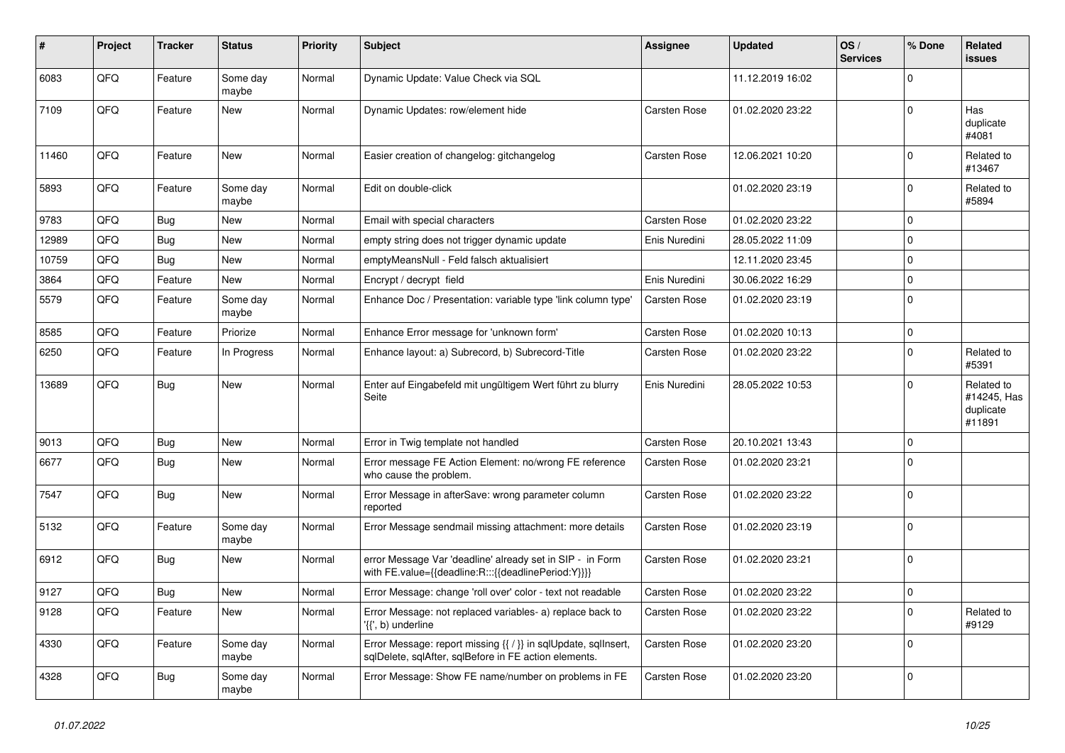| # | Project | Tracker | Status | Priority | Subject | Assignee | Updated | OS / Services | % Done | Related issues |
|---|---|---|---|---|---|---|---|---|---|---|
| 6083 | QFQ | Feature | Some day maybe | Normal | Dynamic Update: Value Check via SQL | | 11.12.2019 16:02 | | 0 | |
| 7109 | QFQ | Feature | New | Normal | Dynamic Updates: row/element hide | Carsten Rose | 01.02.2020 23:22 | | 0 | Has duplicate #4081 |
| 11460 | QFQ | Feature | New | Normal | Easier creation of changelog: gitchangelog | Carsten Rose | 12.06.2021 10:20 | | 0 | Related to #13467 |
| 5893 | QFQ | Feature | Some day maybe | Normal | Edit on double-click | | 01.02.2020 23:19 | | 0 | Related to #5894 |
| 9783 | QFQ | Bug | New | Normal | Email with special characters | Carsten Rose | 01.02.2020 23:22 | | 0 | |
| 12989 | QFQ | Bug | New | Normal | empty string does not trigger dynamic update | Enis Nuredini | 28.05.2022 11:09 | | 0 | |
| 10759 | QFQ | Bug | New | Normal | emptyMeansNull - Feld falsch aktualisiert | | 12.11.2020 23:45 | | 0 | |
| 3864 | QFQ | Feature | New | Normal | Encrypt / decrypt field | Enis Nuredini | 30.06.2022 16:29 | | 0 | |
| 5579 | QFQ | Feature | Some day maybe | Normal | Enhance Doc / Presentation: variable type 'link column type' | Carsten Rose | 01.02.2020 23:19 | | 0 | |
| 8585 | QFQ | Feature | Priorize | Normal | Enhance Error message for 'unknown form' | Carsten Rose | 01.02.2020 10:13 | | 0 | |
| 6250 | QFQ | Feature | In Progress | Normal | Enhance layout: a) Subrecord, b) Subrecord-Title | Carsten Rose | 01.02.2020 23:22 | | 0 | Related to #5391 |
| 13689 | QFQ | Bug | New | Normal | Enter auf Eingabefeld mit ungültigem Wert führt zu blurry Seite | Enis Nuredini | 28.05.2022 10:53 | | 0 | Related to #14245, Has duplicate #11891 |
| 9013 | QFQ | Bug | New | Normal | Error in Twig template not handled | Carsten Rose | 20.10.2021 13:43 | | 0 | |
| 6677 | QFQ | Bug | New | Normal | Error message FE Action Element: no/wrong FE reference who cause the problem. | Carsten Rose | 01.02.2020 23:21 | | 0 | |
| 7547 | QFQ | Bug | New | Normal | Error Message in afterSave: wrong parameter column reported | Carsten Rose | 01.02.2020 23:22 | | 0 | |
| 5132 | QFQ | Feature | Some day maybe | Normal | Error Message sendmail missing attachment: more details | Carsten Rose | 01.02.2020 23:19 | | 0 | |
| 6912 | QFQ | Bug | New | Normal | error Message Var 'deadline' already set in SIP - in Form with FE.value={{deadline:R:::{{deadlinePeriod:Y}}}} | Carsten Rose | 01.02.2020 23:21 | | 0 | |
| 9127 | QFQ | Bug | New | Normal | Error Message: change 'roll over' color - text not readable | Carsten Rose | 01.02.2020 23:22 | | 0 | |
| 9128 | QFQ | Feature | New | Normal | Error Message: not replaced variables- a) replace back to '{{', b) underline | Carsten Rose | 01.02.2020 23:22 | | 0 | Related to #9129 |
| 4330 | QFQ | Feature | Some day maybe | Normal | Error Message: report missing {{ / }} in sqlUpdate, sqlInsert, sqlDelete, sqlAfter, sqlBefore in FE action elements. | Carsten Rose | 01.02.2020 23:20 | | 0 | |
| 4328 | QFQ | Bug | Some day maybe | Normal | Error Message: Show FE name/number on problems in FE | Carsten Rose | 01.02.2020 23:20 | | 0 | |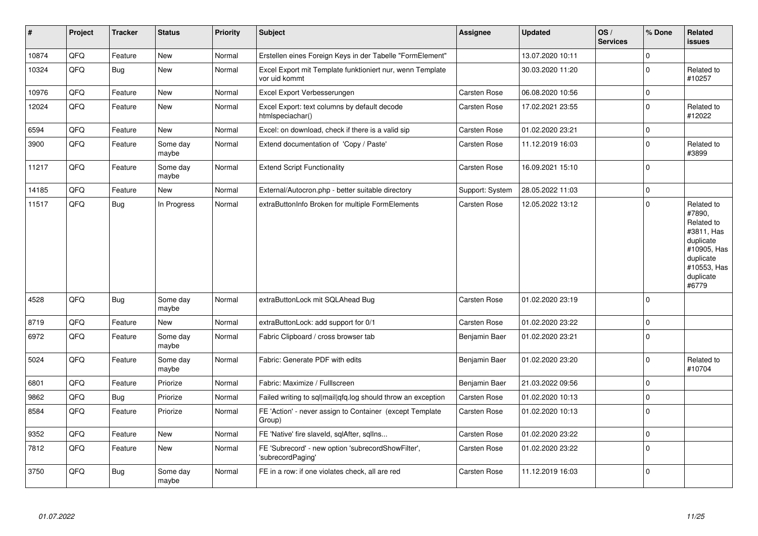| # | Project | Tracker | Status | Priority | Subject | Assignee | Updated | OS / Services | % Done | Related issues |
|---|---|---|---|---|---|---|---|---|---|---|
| 10874 | QFQ | Feature | New | Normal | Erstellen eines Foreign Keys in der Tabelle "FormElement" | | 13.07.2020 10:11 | | 0 | |
| 10324 | QFQ | Bug | New | Normal | Excel Export mit Template funktioniert nur, wenn Template vor uid kommt | | 30.03.2020 11:20 | | 0 | Related to #10257 |
| 10976 | QFQ | Feature | New | Normal | Excel Export Verbesserungen | Carsten Rose | 06.08.2020 10:56 | | 0 | |
| 12024 | QFQ | Feature | New | Normal | Excel Export: text columns by default decode htmlspeciachar() | Carsten Rose | 17.02.2021 23:55 | | 0 | Related to #12022 |
| 6594 | QFQ | Feature | New | Normal | Excel: on download, check if there is a valid sip | Carsten Rose | 01.02.2020 23:21 | | 0 | |
| 3900 | QFQ | Feature | Some day maybe | Normal | Extend documentation of 'Copy / Paste' | Carsten Rose | 11.12.2019 16:03 | | 0 | Related to #3899 |
| 11217 | QFQ | Feature | Some day maybe | Normal | Extend Script Functionality | Carsten Rose | 16.09.2021 15:10 | | 0 | |
| 14185 | QFQ | Feature | New | Normal | External/Autocron.php - better suitable directory | Support: System | 28.05.2022 11:03 | | 0 | |
| 11517 | QFQ | Bug | In Progress | Normal | extraButtonInfo Broken for multiple FormElements | Carsten Rose | 12.05.2022 13:12 | | 0 | Related to #7890, Related to #3811, Has duplicate #10905, Has duplicate #10553, Has duplicate #6779 |
| 4528 | QFQ | Bug | Some day maybe | Normal | extraButtonLock mit SQLAhead Bug | Carsten Rose | 01.02.2020 23:19 | | 0 | |
| 8719 | QFQ | Feature | New | Normal | extraButtonLock: add support for 0/1 | Carsten Rose | 01.02.2020 23:22 | | 0 | |
| 6972 | QFQ | Feature | Some day maybe | Normal | Fabric Clipboard / cross browser tab | Benjamin Baer | 01.02.2020 23:21 | | 0 | |
| 5024 | QFQ | Feature | Some day maybe | Normal | Fabric: Generate PDF with edits | Benjamin Baer | 01.02.2020 23:20 | | 0 | Related to #10704 |
| 6801 | QFQ | Feature | Priorize | Normal | Fabric: Maximize / Fulllscreen | Benjamin Baer | 21.03.2022 09:56 | | 0 | |
| 9862 | QFQ | Bug | Priorize | Normal | Failed writing to sql\|mail\|qfq.log should throw an exception | Carsten Rose | 01.02.2020 10:13 | | 0 | |
| 8584 | QFQ | Feature | Priorize | Normal | FE 'Action' - never assign to Container (except Template Group) | Carsten Rose | 01.02.2020 10:13 | | 0 | |
| 9352 | QFQ | Feature | New | Normal | FE 'Native' fire slaveId, sqlAfter, sqlIns... | Carsten Rose | 01.02.2020 23:22 | | 0 | |
| 7812 | QFQ | Feature | New | Normal | FE 'Subrecord' - new option 'subrecordShowFilter', 'subrecordPaging' | Carsten Rose | 01.02.2020 23:22 | | 0 | |
| 3750 | QFQ | Bug | Some day maybe | Normal | FE in a row: if one violates check, all are red | Carsten Rose | 11.12.2019 16:03 | | 0 | |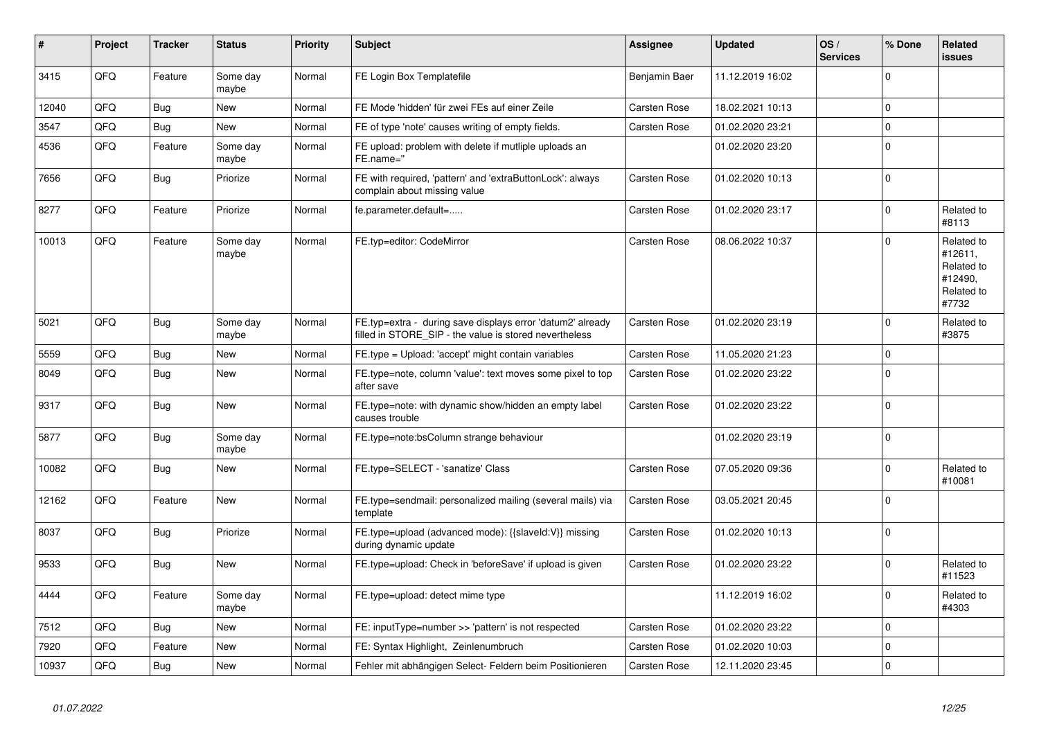| # | Project | Tracker | Status | Priority | Subject | Assignee | Updated | OS / Services | % Done | Related issues |
|---|---|---|---|---|---|---|---|---|---|---|
| 3415 | QFQ | Feature | Some day maybe | Normal | FE Login Box Templatefile | Benjamin Baer | 11.12.2019 16:02 | | 0 | |
| 12040 | QFQ | Bug | New | Normal | FE Mode 'hidden' für zwei FEs auf einer Zeile | Carsten Rose | 18.02.2021 10:13 | | 0 | |
| 3547 | QFQ | Bug | New | Normal | FE of type 'note' causes writing of empty fields. | Carsten Rose | 01.02.2020 23:21 | | 0 | |
| 4536 | QFQ | Feature | Some day maybe | Normal | FE upload: problem with delete if mutliple uploads an FE.name=" | | 01.02.2020 23:20 | | 0 | |
| 7656 | QFQ | Bug | Priorize | Normal | FE with required, 'pattern' and 'extraButtonLock': always complain about missing value | Carsten Rose | 01.02.2020 10:13 | | 0 | |
| 8277 | QFQ | Feature | Priorize | Normal | fe.parameter.default=..... | Carsten Rose | 01.02.2020 23:17 | | 0 | Related to #8113 |
| 10013 | QFQ | Feature | Some day maybe | Normal | FE.typ=editor: CodeMirror | Carsten Rose | 08.06.2022 10:37 | | 0 | Related to #12611, Related to #12490, Related to #7732 |
| 5021 | QFQ | Bug | Some day maybe | Normal | FE.typ=extra - during save displays error 'datum2' already filled in STORE_SIP - the value is stored nevertheless | Carsten Rose | 01.02.2020 23:19 | | 0 | Related to #3875 |
| 5559 | QFQ | Bug | New | Normal | FE.type = Upload: 'accept' might contain variables | Carsten Rose | 11.05.2020 21:23 | | 0 | |
| 8049 | QFQ | Bug | New | Normal | FE.type=note, column 'value': text moves some pixel to top after save | Carsten Rose | 01.02.2020 23:22 | | 0 | |
| 9317 | QFQ | Bug | New | Normal | FE.type=note: with dynamic show/hidden an empty label causes trouble | Carsten Rose | 01.02.2020 23:22 | | 0 | |
| 5877 | QFQ | Bug | Some day maybe | Normal | FE.type=note:bsColumn strange behaviour | | 01.02.2020 23:19 | | 0 | |
| 10082 | QFQ | Bug | New | Normal | FE.type=SELECT - 'sanatize' Class | Carsten Rose | 07.05.2020 09:36 | | 0 | Related to #10081 |
| 12162 | QFQ | Feature | New | Normal | FE.type=sendmail: personalized mailing (several mails) via template | Carsten Rose | 03.05.2021 20:45 | | 0 | |
| 8037 | QFQ | Bug | Priorize | Normal | FE.type=upload (advanced mode): {{slaveId:V}} missing during dynamic update | Carsten Rose | 01.02.2020 10:13 | | 0 | |
| 9533 | QFQ | Bug | New | Normal | FE.type=upload: Check in 'beforeSave' if upload is given | Carsten Rose | 01.02.2020 23:22 | | 0 | Related to #11523 |
| 4444 | QFQ | Feature | Some day maybe | Normal | FE.type=upload: detect mime type | | 11.12.2019 16:02 | | 0 | Related to #4303 |
| 7512 | QFQ | Bug | New | Normal | FE: inputType=number >> 'pattern' is not respected | Carsten Rose | 01.02.2020 23:22 | | 0 | |
| 7920 | QFQ | Feature | New | Normal | FE: Syntax Highlight, Zeilenumbruch | Carsten Rose | 01.02.2020 10:03 | | 0 | |
| 10937 | QFQ | Bug | New | Normal | Fehler mit abhängigen Select- Feldern beim Positionieren | Carsten Rose | 12.11.2020 23:45 | | 0 | |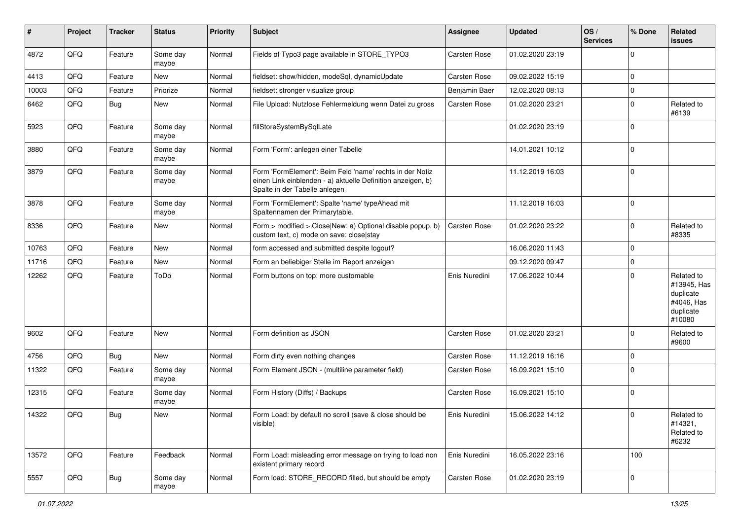| # | Project | Tracker | Status | Priority | Subject | Assignee | Updated | OS / Services | % Done | Related issues |
|---|---|---|---|---|---|---|---|---|---|---|
| 4872 | QFQ | Feature | Some day maybe | Normal | Fields of Typo3 page available in STORE_TYPO3 | Carsten Rose | 01.02.2020 23:19 | | 0 | |
| 4413 | QFQ | Feature | New | Normal | fieldset: show/hidden, modeSql, dynamicUpdate | Carsten Rose | 09.02.2022 15:19 | | 0 | |
| 10003 | QFQ | Feature | Priorize | Normal | fieldset: stronger visualize group | Benjamin Baer | 12.02.2020 08:13 | | 0 | |
| 6462 | QFQ | Bug | New | Normal | File Upload: Nutzlose Fehlermeldung wenn Datei zu gross | Carsten Rose | 01.02.2020 23:21 | | 0 | Related to #6139 |
| 5923 | QFQ | Feature | Some day maybe | Normal | fillStoreSystemBySqlLate | | 01.02.2020 23:19 | | 0 | |
| 3880 | QFQ | Feature | Some day maybe | Normal | Form 'Form': anlegen einer Tabelle | | 14.01.2021 10:12 | | 0 | |
| 3879 | QFQ | Feature | Some day maybe | Normal | Form 'FormElement': Beim Feld 'name' rechts in der Notiz einen Link einblenden - a) aktuelle Definition anzeigen, b) Spalte in der Tabelle anlegen | | 11.12.2019 16:03 | | 0 | |
| 3878 | QFQ | Feature | Some day maybe | Normal | Form 'FormElement': Spalte 'name' typeAhead mit Spaltennamen der Primarytable. | | 11.12.2019 16:03 | | 0 | |
| 8336 | QFQ | Feature | New | Normal | Form > modified > Close\|New: a) Optional disable popup, b) custom text, c) mode on save: close\|stay | Carsten Rose | 01.02.2020 23:22 | | 0 | Related to #8335 |
| 10763 | QFQ | Feature | New | Normal | form accessed and submitted despite logout? | | 16.06.2020 11:43 | | 0 | |
| 11716 | QFQ | Feature | New | Normal | Form an beliebiger Stelle im Report anzeigen | | 09.12.2020 09:47 | | 0 | |
| 12262 | QFQ | Feature | ToDo | Normal | Form buttons on top: more customable | Enis Nuredini | 17.06.2022 10:44 | | 0 | Related to #13945, Has duplicate #4046, Has duplicate #10080 |
| 9602 | QFQ | Feature | New | Normal | Form definition as JSON | Carsten Rose | 01.02.2020 23:21 | | 0 | Related to #9600 |
| 4756 | QFQ | Bug | New | Normal | Form dirty even nothing changes | Carsten Rose | 11.12.2019 16:16 | | 0 | |
| 11322 | QFQ | Feature | Some day maybe | Normal | Form Element JSON - (multiline parameter field) | Carsten Rose | 16.09.2021 15:10 | | 0 | |
| 12315 | QFQ | Feature | Some day maybe | Normal | Form History (Diffs) / Backups | Carsten Rose | 16.09.2021 15:10 | | 0 | |
| 14322 | QFQ | Bug | New | Normal | Form Load: by default no scroll (save & close should be visible) | Enis Nuredini | 15.06.2022 14:12 | | 0 | Related to #14321, Related to #6232 |
| 13572 | QFQ | Feature | Feedback | Normal | Form Load: misleading error message on trying to load non existent primary record | Enis Nuredini | 16.05.2022 23:16 | | 100 | |
| 5557 | QFQ | Bug | Some day maybe | Normal | Form load: STORE_RECORD filled, but should be empty | Carsten Rose | 01.02.2020 23:19 | | 0 | |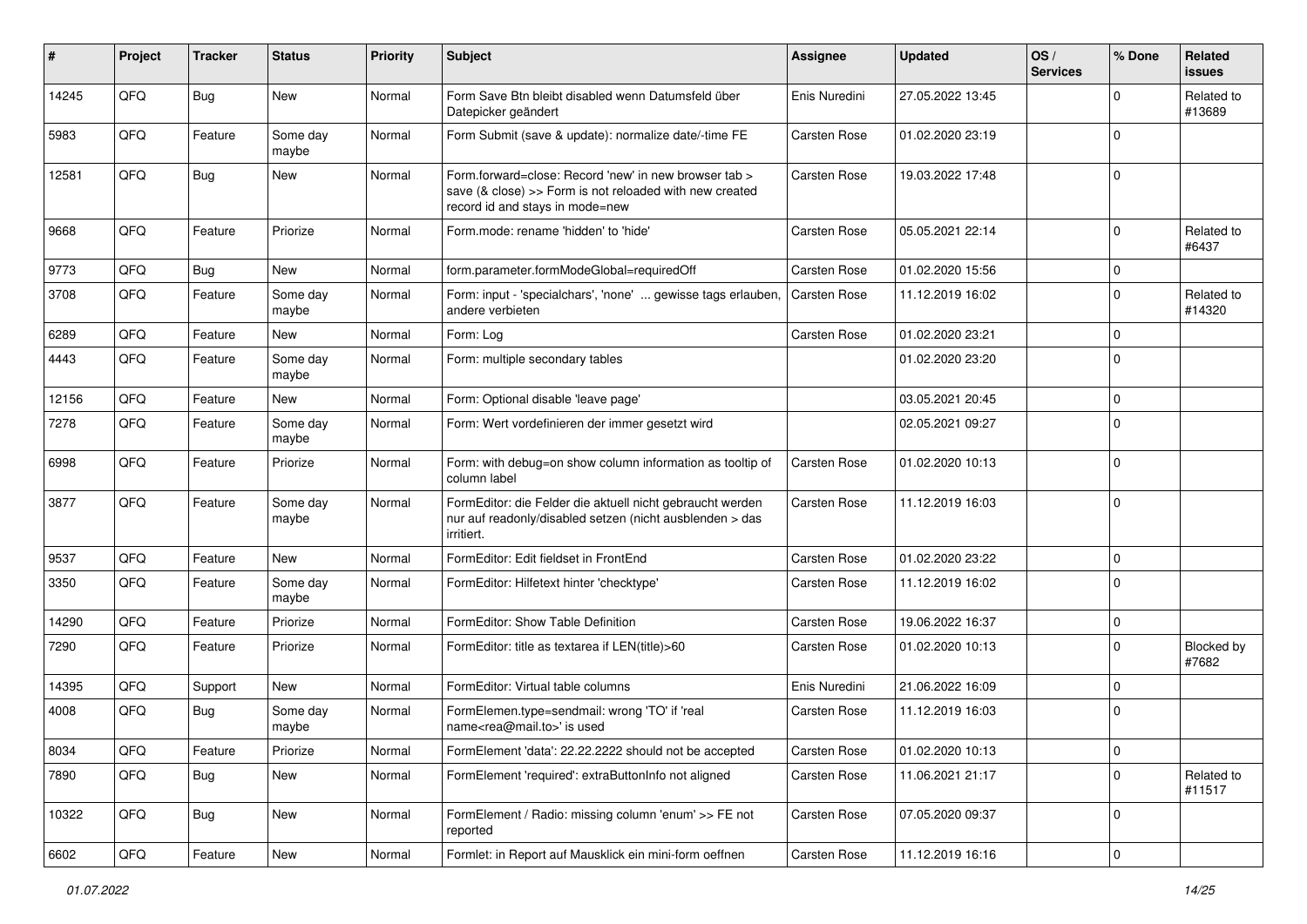| # | Project | Tracker | Status | Priority | Subject | Assignee | Updated | OS / Services | % Done | Related issues |
|---|---|---|---|---|---|---|---|---|---|---|
| 14245 | QFQ | Bug | New | Normal | Form Save Btn bleibt disabled wenn Datumsfeld über Datepicker geändert | Enis Nuredini | 27.05.2022 13:45 | | 0 | Related to #13689 |
| 5983 | QFQ | Feature | Some day maybe | Normal | Form Submit (save & update): normalize date/-time FE | Carsten Rose | 01.02.2020 23:19 | | 0 | |
| 12581 | QFQ | Bug | New | Normal | Form.forward=close: Record 'new' in new browser tab > save (& close) >> Form is not reloaded with new created record id and stays in mode=new | Carsten Rose | 19.03.2022 17:48 | | 0 | |
| 9668 | QFQ | Feature | Priorize | Normal | Form.mode: rename 'hidden' to 'hide' | Carsten Rose | 05.05.2021 22:14 | | 0 | Related to #6437 |
| 9773 | QFQ | Bug | New | Normal | form.parameter.formModeGlobal=requiredOff | Carsten Rose | 01.02.2020 15:56 | | 0 | |
| 3708 | QFQ | Feature | Some day maybe | Normal | Form: input - 'specialchars', 'none' ... gewisse tags erlauben, andere verbieten | Carsten Rose | 11.12.2019 16:02 | | 0 | Related to #14320 |
| 6289 | QFQ | Feature | New | Normal | Form: Log | Carsten Rose | 01.02.2020 23:21 | | 0 | |
| 4443 | QFQ | Feature | Some day maybe | Normal | Form: multiple secondary tables | | 01.02.2020 23:20 | | 0 | |
| 12156 | QFQ | Feature | New | Normal | Form: Optional disable 'leave page' | | 03.05.2021 20:45 | | 0 | |
| 7278 | QFQ | Feature | Some day maybe | Normal | Form: Wert vordefinieren der immer gesetzt wird | | 02.05.2021 09:27 | | 0 | |
| 6998 | QFQ | Feature | Priorize | Normal | Form: with debug=on show column information as tooltip of column label | Carsten Rose | 01.02.2020 10:13 | | 0 | |
| 3877 | QFQ | Feature | Some day maybe | Normal | FormEditor: die Felder die aktuell nicht gebraucht werden nur auf readonly/disabled setzen (nicht ausblenden > das irritiert. | Carsten Rose | 11.12.2019 16:03 | | 0 | |
| 9537 | QFQ | Feature | New | Normal | FormEditor: Edit fieldset in FrontEnd | Carsten Rose | 01.02.2020 23:22 | | 0 | |
| 3350 | QFQ | Feature | Some day maybe | Normal | FormEditor: Hilfetext hinter 'checktype' | Carsten Rose | 11.12.2019 16:02 | | 0 | |
| 14290 | QFQ | Feature | Priorize | Normal | FormEditor: Show Table Definition | Carsten Rose | 19.06.2022 16:37 | | 0 | |
| 7290 | QFQ | Feature | Priorize | Normal | FormEditor: title as textarea if LEN(title)>60 | Carsten Rose | 01.02.2020 10:13 | | 0 | Blocked by #7682 |
| 14395 | QFQ | Support | New | Normal | FormEditor: Virtual table columns | Enis Nuredini | 21.06.2022 16:09 | | 0 | |
| 4008 | QFQ | Bug | Some day maybe | Normal | FormElemen.type=sendmail: wrong 'TO' if 'real name<rea@mail.to>' is used | Carsten Rose | 11.12.2019 16:03 | | 0 | |
| 8034 | QFQ | Feature | Priorize | Normal | FormElement 'data': 22.22.2222 should not be accepted | Carsten Rose | 01.02.2020 10:13 | | 0 | |
| 7890 | QFQ | Bug | New | Normal | FormElement 'required': extraButtonInfo not aligned | Carsten Rose | 11.06.2021 21:17 | | 0 | Related to #11517 |
| 10322 | QFQ | Bug | New | Normal | FormElement / Radio: missing column 'enum' >> FE not reported | Carsten Rose | 07.05.2020 09:37 | | 0 | |
| 6602 | QFQ | Feature | New | Normal | Formlet: in Report auf Mausklick ein mini-form oeffnen | Carsten Rose | 11.12.2019 16:16 | | 0 | |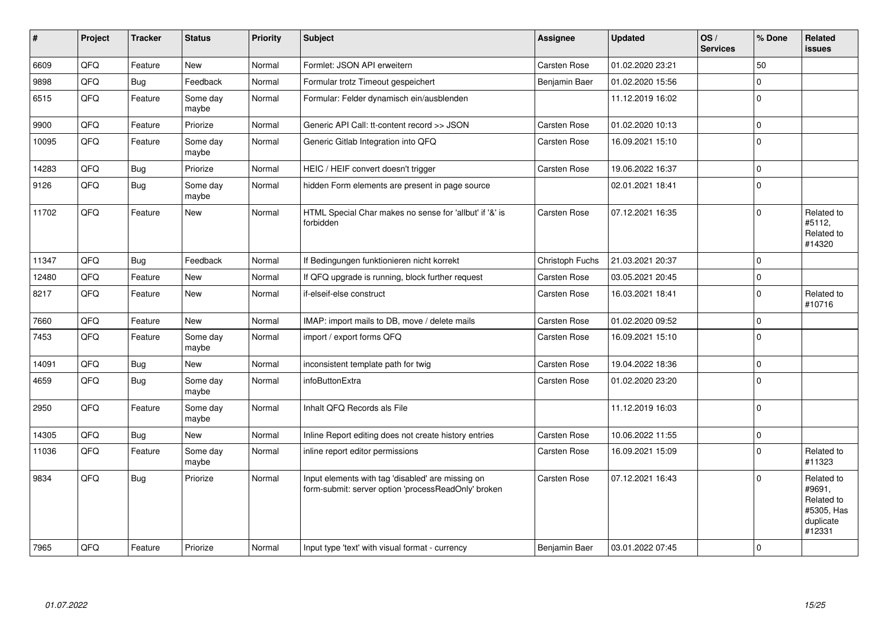| # | Project | Tracker | Status | Priority | Subject | Assignee | Updated | OS / Services | % Done | Related issues |
|---|---|---|---|---|---|---|---|---|---|---|
| 6609 | QFQ | Feature | New | Normal | Formlet: JSON API erweitern | Carsten Rose | 01.02.2020 23:21 | | 50 | |
| 9898 | QFQ | Bug | Feedback | Normal | Formular trotz Timeout gespeichert | Benjamin Baer | 01.02.2020 15:56 | | 0 | |
| 6515 | QFQ | Feature | Some day maybe | Normal | Formular: Felder dynamisch ein/ausblenden | | 11.12.2019 16:02 | | 0 | |
| 9900 | QFQ | Feature | Priorize | Normal | Generic API Call: tt-content record >> JSON | Carsten Rose | 01.02.2020 10:13 | | 0 | |
| 10095 | QFQ | Feature | Some day maybe | Normal | Generic Gitlab Integration into QFQ | Carsten Rose | 16.09.2021 15:10 | | 0 | |
| 14283 | QFQ | Bug | Priorize | Normal | HEIC / HEIF convert doesn't trigger | Carsten Rose | 19.06.2022 16:37 | | 0 | |
| 9126 | QFQ | Bug | Some day maybe | Normal | hidden Form elements are present in page source | | 02.01.2021 18:41 | | 0 | |
| 11702 | QFQ | Feature | New | Normal | HTML Special Char makes no sense for 'allbut' if '&' is forbidden | Carsten Rose | 07.12.2021 16:35 | | 0 | Related to #5112, Related to #14320 |
| 11347 | QFQ | Bug | Feedback | Normal | If Bedingungen funktionieren nicht korrekt | Christoph Fuchs | 21.03.2021 20:37 | | 0 | |
| 12480 | QFQ | Feature | New | Normal | If QFQ upgrade is running, block further request | Carsten Rose | 03.05.2021 20:45 | | 0 | |
| 8217 | QFQ | Feature | New | Normal | if-elseif-else construct | Carsten Rose | 16.03.2021 18:41 | | 0 | Related to #10716 |
| 7660 | QFQ | Feature | New | Normal | IMAP: import mails to DB, move / delete mails | Carsten Rose | 01.02.2020 09:52 | | 0 | |
| 7453 | QFQ | Feature | Some day maybe | Normal | import / export forms QFQ | Carsten Rose | 16.09.2021 15:10 | | 0 | |
| 14091 | QFQ | Bug | New | Normal | inconsistent template path for twig | Carsten Rose | 19.04.2022 18:36 | | 0 | |
| 4659 | QFQ | Bug | Some day maybe | Normal | infoButtonExtra | Carsten Rose | 01.02.2020 23:20 | | 0 | |
| 2950 | QFQ | Feature | Some day maybe | Normal | Inhalt QFQ Records als File | | 11.12.2019 16:03 | | 0 | |
| 14305 | QFQ | Bug | New | Normal | Inline Report editing does not create history entries | Carsten Rose | 10.06.2022 11:55 | | 0 | |
| 11036 | QFQ | Feature | Some day maybe | Normal | inline report editor permissions | Carsten Rose | 16.09.2021 15:09 | | 0 | Related to #11323 |
| 9834 | QFQ | Bug | Priorize | Normal | Input elements with tag 'disabled' are missing on form-submit: server option 'processReadOnly' broken | Carsten Rose | 07.12.2021 16:43 | | 0 | Related to #9691, Related to #5305, Has duplicate #12331 |
| 7965 | QFQ | Feature | Priorize | Normal | Input type 'text' with visual format - currency | Benjamin Baer | 03.01.2022 07:45 | | 0 | |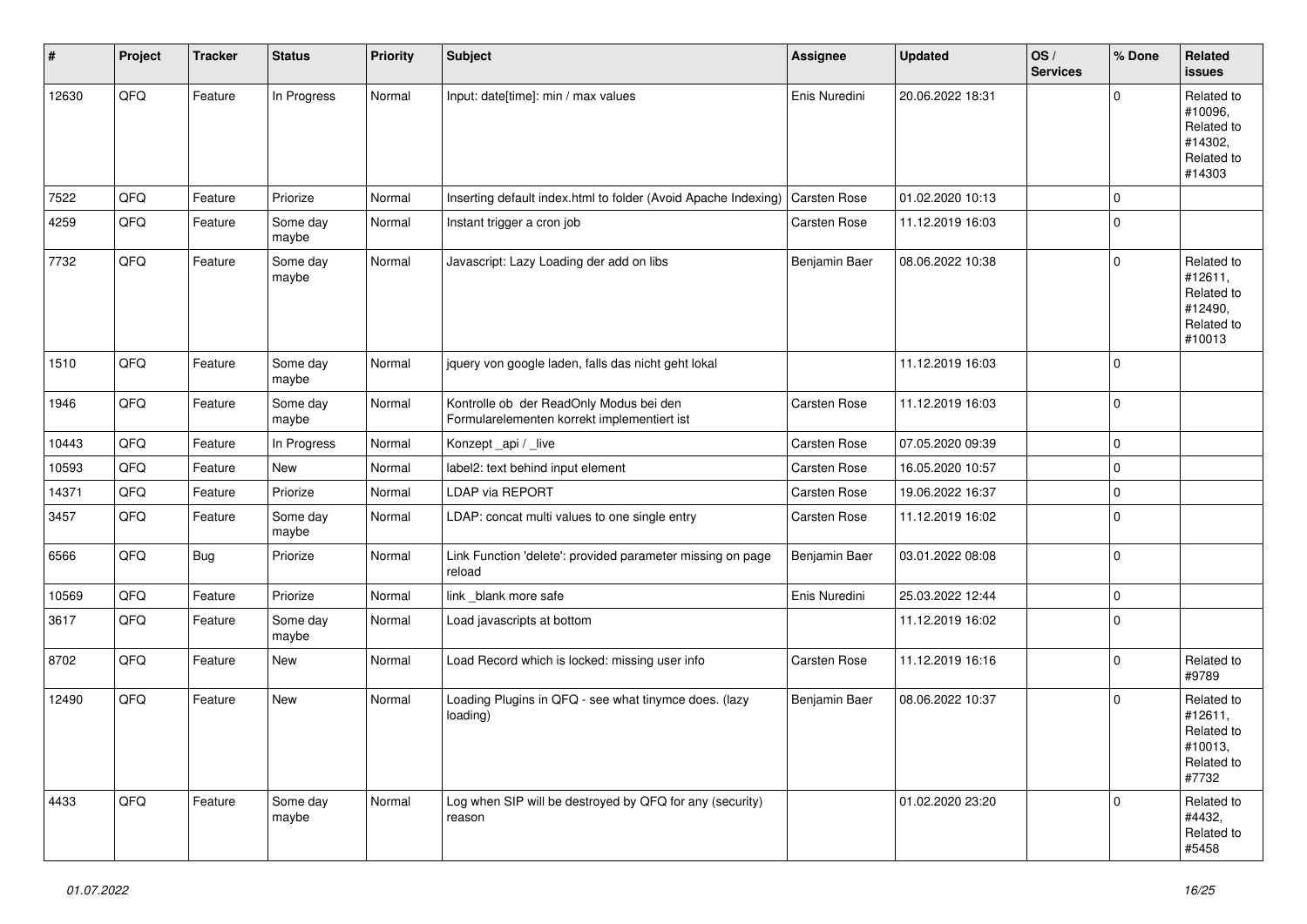| # | Project | Tracker | Status | Priority | Subject | Assignee | Updated | OS / Services | % Done | Related issues |
|---|---|---|---|---|---|---|---|---|---|---|
| 12630 | QFQ | Feature | In Progress | Normal | Input: date[time]: min / max values | Enis Nuredini | 20.06.2022 18:31 | | 0 | Related to #10096, Related to #14302, Related to #14303 |
| 7522 | QFQ | Feature | Priorize | Normal | Inserting default index.html to folder (Avoid Apache Indexing) | Carsten Rose | 01.02.2020 10:13 | | 0 | |
| 4259 | QFQ | Feature | Some day maybe | Normal | Instant trigger a cron job | Carsten Rose | 11.12.2019 16:03 | | 0 | |
| 7732 | QFQ | Feature | Some day maybe | Normal | Javascript: Lazy Loading der add on libs | Benjamin Baer | 08.06.2022 10:38 | | 0 | Related to #12611, Related to #12490, Related to #10013 |
| 1510 | QFQ | Feature | Some day maybe | Normal | jquery von google laden, falls das nicht geht lokal | | 11.12.2019 16:03 | | 0 | |
| 1946 | QFQ | Feature | Some day maybe | Normal | Kontrolle ob der ReadOnly Modus bei den Formularelementen korrekt implementiert ist | Carsten Rose | 11.12.2019 16:03 | | 0 | |
| 10443 | QFQ | Feature | In Progress | Normal | Konzept _api / _live | Carsten Rose | 07.05.2020 09:39 | | 0 | |
| 10593 | QFQ | Feature | New | Normal | label2: text behind input element | Carsten Rose | 16.05.2020 10:57 | | 0 | |
| 14371 | QFQ | Feature | Priorize | Normal | LDAP via REPORT | Carsten Rose | 19.06.2022 16:37 | | 0 | |
| 3457 | QFQ | Feature | Some day maybe | Normal | LDAP: concat multi values to one single entry | Carsten Rose | 11.12.2019 16:02 | | 0 | |
| 6566 | QFQ | Bug | Priorize | Normal | Link Function 'delete': provided parameter missing on page reload | Benjamin Baer | 03.01.2022 08:08 | | 0 | |
| 10569 | QFQ | Feature | Priorize | Normal | link _blank more safe | Enis Nuredini | 25.03.2022 12:44 | | 0 | |
| 3617 | QFQ | Feature | Some day maybe | Normal | Load javascripts at bottom | | 11.12.2019 16:02 | | 0 | |
| 8702 | QFQ | Feature | New | Normal | Load Record which is locked: missing user info | Carsten Rose | 11.12.2019 16:16 | | 0 | Related to #9789 |
| 12490 | QFQ | Feature | New | Normal | Loading Plugins in QFQ - see what tinymce does. (lazy loading) | Benjamin Baer | 08.06.2022 10:37 | | 0 | Related to #12611, Related to #10013, Related to #7732 |
| 4433 | QFQ | Feature | Some day maybe | Normal | Log when SIP will be destroyed by QFQ for any (security) reason | | 01.02.2020 23:20 | | 0 | Related to #4432, Related to #5458 |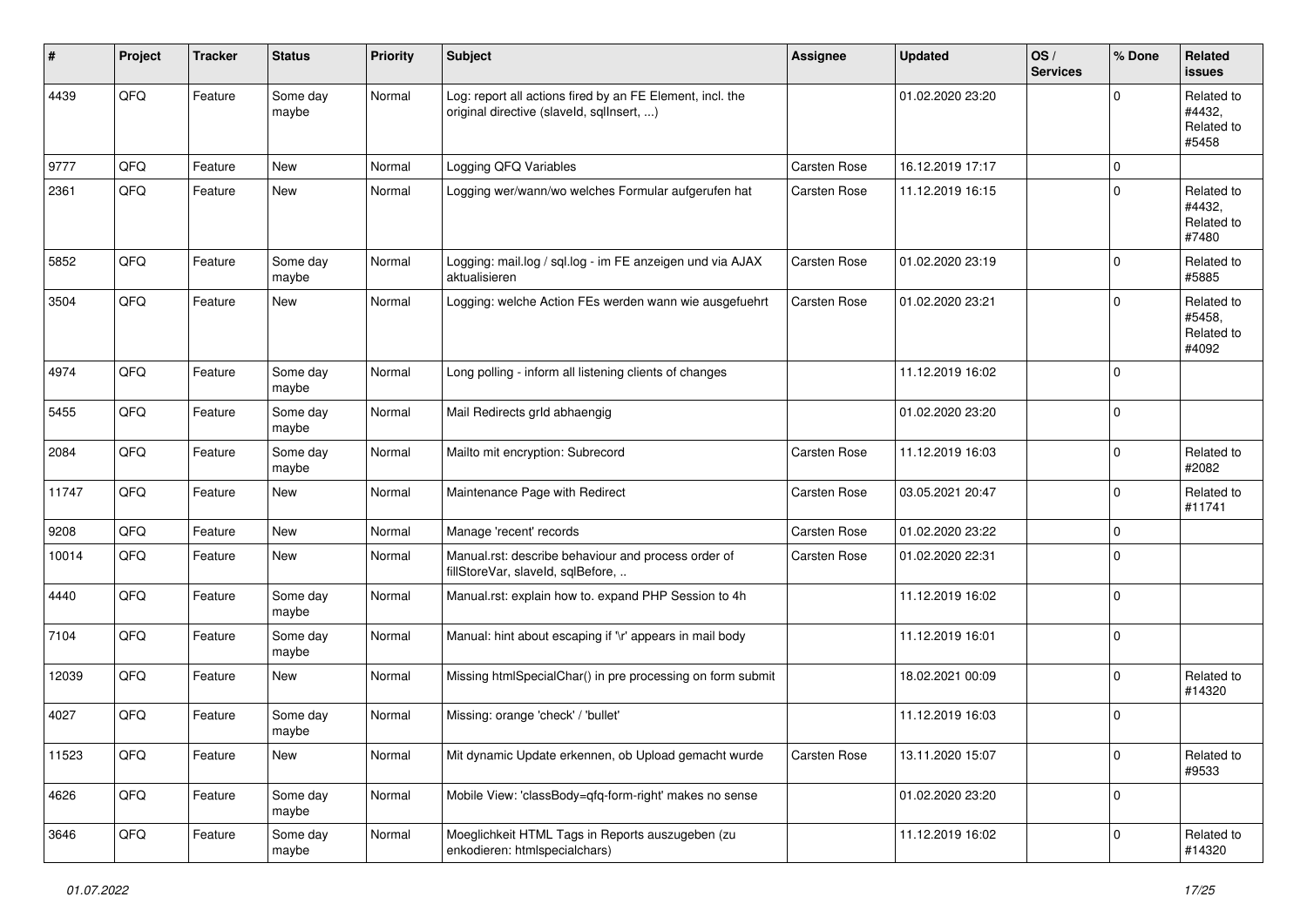| # | Project | Tracker | Status | Priority | Subject | Assignee | Updated | OS / Services | % Done | Related issues |
|---|---|---|---|---|---|---|---|---|---|---|
| 4439 | QFQ | Feature | Some day maybe | Normal | Log: report all actions fired by an FE Element, incl. the original directive (slaveId, sqlInsert, ...) | | 01.02.2020 23:20 | | 0 | Related to #4432, Related to #5458 |
| 9777 | QFQ | Feature | New | Normal | Logging QFQ Variables | Carsten Rose | 16.12.2019 17:17 | | 0 | |
| 2361 | QFQ | Feature | New | Normal | Logging wer/wann/wo welches Formular aufgerufen hat | Carsten Rose | 11.12.2019 16:15 | | 0 | Related to #4432, Related to #7480 |
| 5852 | QFQ | Feature | Some day maybe | Normal | Logging: mail.log / sql.log - im FE anzeigen und via AJAX aktualisieren | Carsten Rose | 01.02.2020 23:19 | | 0 | Related to #5885 |
| 3504 | QFQ | Feature | New | Normal | Logging: welche Action FEs werden wann wie ausgefuehrt | Carsten Rose | 01.02.2020 23:21 | | 0 | Related to #5458, Related to #4092 |
| 4974 | QFQ | Feature | Some day maybe | Normal | Long polling - inform all listening clients of changes | | 11.12.2019 16:02 | | 0 | |
| 5455 | QFQ | Feature | Some day maybe | Normal | Mail Redirects grId abhaengig | | 01.02.2020 23:20 | | 0 | |
| 2084 | QFQ | Feature | Some day maybe | Normal | Mailto mit encryption: Subrecord | Carsten Rose | 11.12.2019 16:03 | | 0 | Related to #2082 |
| 11747 | QFQ | Feature | New | Normal | Maintenance Page with Redirect | Carsten Rose | 03.05.2021 20:47 | | 0 | Related to #11741 |
| 9208 | QFQ | Feature | New | Normal | Manage 'recent' records | Carsten Rose | 01.02.2020 23:22 | | 0 | |
| 10014 | QFQ | Feature | New | Normal | Manual.rst: describe behaviour and process order of fillStoreVar, slaveId, sqlBefore, .. | Carsten Rose | 01.02.2020 22:31 | | 0 | |
| 4440 | QFQ | Feature | Some day maybe | Normal | Manual.rst: explain how to. expand PHP Session to 4h | | 11.12.2019 16:02 | | 0 | |
| 7104 | QFQ | Feature | Some day maybe | Normal | Manual: hint about escaping if '\r' appears in mail body | | 11.12.2019 16:01 | | 0 | |
| 12039 | QFQ | Feature | New | Normal | Missing htmlSpecialChar() in pre processing on form submit | | 18.02.2021 00:09 | | 0 | Related to #14320 |
| 4027 | QFQ | Feature | Some day maybe | Normal | Missing: orange 'check' / 'bullet' | | 11.12.2019 16:03 | | 0 | |
| 11523 | QFQ | Feature | New | Normal | Mit dynamic Update erkennen, ob Upload gemacht wurde | Carsten Rose | 13.11.2020 15:07 | | 0 | Related to #9533 |
| 4626 | QFQ | Feature | Some day maybe | Normal | Mobile View: 'classBody=qfq-form-right' makes no sense | | 01.02.2020 23:20 | | 0 | |
| 3646 | QFQ | Feature | Some day maybe | Normal | Moeglichkeit HTML Tags in Reports auszugeben (zu enkodieren: htmlspecialchars) | | 11.12.2019 16:02 | | 0 | Related to #14320 |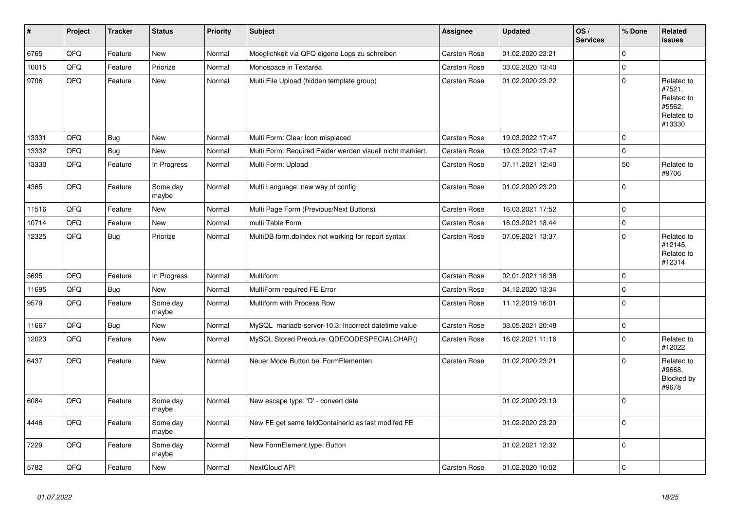| # | Project | Tracker | Status | Priority | Subject | Assignee | Updated | OS / Services | % Done | Related issues |
|---|---|---|---|---|---|---|---|---|---|---|
| 6765 | QFQ | Feature | New | Normal | Moeglichkeit via QFQ eigene Logs zu schreiben | Carsten Rose | 01.02.2020 23:21 | | 0 | |
| 10015 | QFQ | Feature | Priorize | Normal | Monospace in Textarea | Carsten Rose | 03.02.2020 13:40 | | 0 | |
| 9706 | QFQ | Feature | New | Normal | Multi File Upload (hidden template group) | Carsten Rose | 01.02.2020 23:22 | | 0 | Related to #7521, Related to #5562, Related to #13330 |
| 13331 | QFQ | Bug | New | Normal | Multi Form: Clear Icon misplaced | Carsten Rose | 19.03.2022 17:47 | | 0 | |
| 13332 | QFQ | Bug | New | Normal | Multi Form: Required Felder werden visuell nicht markiert. | Carsten Rose | 19.03.2022 17:47 | | 0 | |
| 13330 | QFQ | Feature | In Progress | Normal | Multi Form: Upload | Carsten Rose | 07.11.2021 12:40 | | 50 | Related to #9706 |
| 4365 | QFQ | Feature | Some day maybe | Normal | Multi Language: new way of config | Carsten Rose | 01.02.2020 23:20 | | 0 | |
| 11516 | QFQ | Feature | New | Normal | Multi Page Form (Previous/Next Buttons) | Carsten Rose | 16.03.2021 17:52 | | 0 | |
| 10714 | QFQ | Feature | New | Normal | multi Table Form | Carsten Rose | 16.03.2021 18:44 | | 0 | |
| 12325 | QFQ | Bug | Priorize | Normal | MultiDB form.dbIndex not working for report syntax | Carsten Rose | 07.09.2021 13:37 | | 0 | Related to #12145, Related to #12314 |
| 5695 | QFQ | Feature | In Progress | Normal | Multiform | Carsten Rose | 02.01.2021 18:38 | | 0 | |
| 11695 | QFQ | Bug | New | Normal | MultiForm required FE Error | Carsten Rose | 04.12.2020 13:34 | | 0 | |
| 9579 | QFQ | Feature | Some day maybe | Normal | Multiform with Process Row | Carsten Rose | 11.12.2019 16:01 | | 0 | |
| 11667 | QFQ | Bug | New | Normal | MySQL mariadb-server-10.3: Incorrect datetime value | Carsten Rose | 03.05.2021 20:48 | | 0 | |
| 12023 | QFQ | Feature | New | Normal | MySQL Stored Precdure: QDECODESPECIALCHAR() | Carsten Rose | 16.02.2021 11:16 | | 0 | Related to #12022 |
| 6437 | QFQ | Feature | New | Normal | Neuer Mode Button bei FormElementen | Carsten Rose | 01.02.2020 23:21 | | 0 | Related to #9668, Blocked by #9678 |
| 6084 | QFQ | Feature | Some day maybe | Normal | New escape type: 'D' - convert date | | 01.02.2020 23:19 | | 0 | |
| 4446 | QFQ | Feature | Some day maybe | Normal | New FE get same feldContainerId as last modifed FE | | 01.02.2020 23:20 | | 0 | |
| 7229 | QFQ | Feature | Some day maybe | Normal | New FormElement.type: Button | | 01.02.2021 12:32 | | 0 | |
| 5782 | QFQ | Feature | New | Normal | NextCloud API | Carsten Rose | 01.02.2020 10:02 | | 0 | |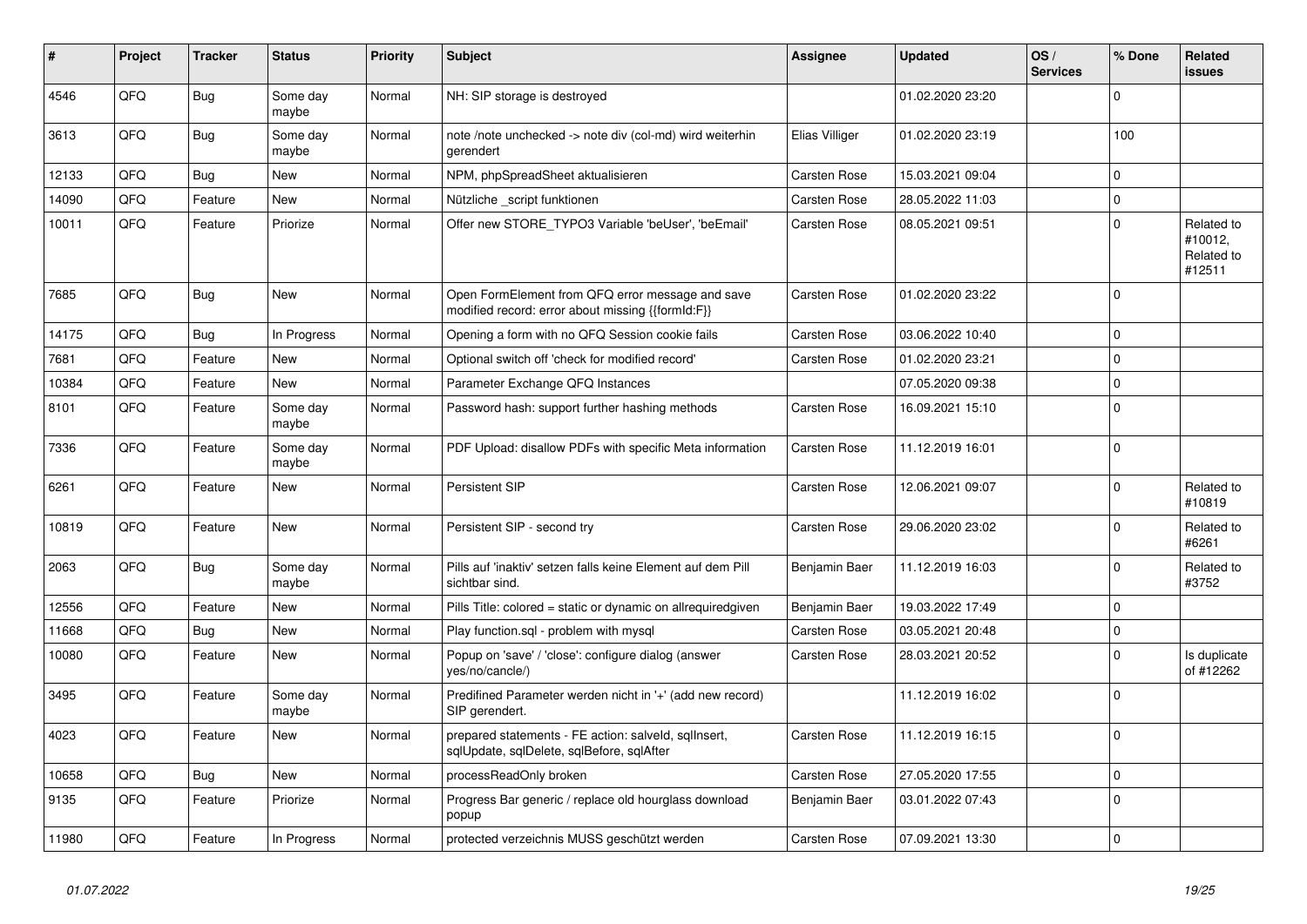| # | Project | Tracker | Status | Priority | Subject | Assignee | Updated | OS / Services | % Done | Related issues |
|---|---|---|---|---|---|---|---|---|---|---|
| 4546 | QFQ | Bug | Some day maybe | Normal | NH: SIP storage is destroyed | | 01.02.2020 23:20 | | 0 | |
| 3613 | QFQ | Bug | Some day maybe | Normal | note /note unchecked -> note div (col-md) wird weiterhin gerendert | Elias Villiger | 01.02.2020 23:19 | | 100 | |
| 12133 | QFQ | Bug | New | Normal | NPM, phpSpreadSheet aktualisieren | Carsten Rose | 15.03.2021 09:04 | | 0 | |
| 14090 | QFQ | Feature | New | Normal | Nützliche _script funktionen | Carsten Rose | 28.05.2022 11:03 | | 0 | |
| 10011 | QFQ | Feature | Priorize | Normal | Offer new STORE_TYPO3 Variable 'beUser', 'beEmail' | Carsten Rose | 08.05.2021 09:51 | | 0 | Related to #10012, Related to #12511 |
| 7685 | QFQ | Bug | New | Normal | Open FormElement from QFQ error message and save modified record: error about missing {{formId:F}} | Carsten Rose | 01.02.2020 23:22 | | 0 | |
| 14175 | QFQ | Bug | In Progress | Normal | Opening a form with no QFQ Session cookie fails | Carsten Rose | 03.06.2022 10:40 | | 0 | |
| 7681 | QFQ | Feature | New | Normal | Optional switch off 'check for modified record' | Carsten Rose | 01.02.2020 23:21 | | 0 | |
| 10384 | QFQ | Feature | New | Normal | Parameter Exchange QFQ Instances | | 07.05.2020 09:38 | | 0 | |
| 8101 | QFQ | Feature | Some day maybe | Normal | Password hash: support further hashing methods | Carsten Rose | 16.09.2021 15:10 | | 0 | |
| 7336 | QFQ | Feature | Some day maybe | Normal | PDF Upload: disallow PDFs with specific Meta information | Carsten Rose | 11.12.2019 16:01 | | 0 | |
| 6261 | QFQ | Feature | New | Normal | Persistent SIP | Carsten Rose | 12.06.2021 09:07 | | 0 | Related to #10819 |
| 10819 | QFQ | Feature | New | Normal | Persistent SIP - second try | Carsten Rose | 29.06.2020 23:02 | | 0 | Related to #6261 |
| 2063 | QFQ | Bug | Some day maybe | Normal | Pills auf 'inaktiv' setzen falls keine Element auf dem Pill sichtbar sind. | Benjamin Baer | 11.12.2019 16:03 | | 0 | Related to #3752 |
| 12556 | QFQ | Feature | New | Normal | Pills Title: colored = static or dynamic on allrequiredgiven | Benjamin Baer | 19.03.2022 17:49 | | 0 | |
| 11668 | QFQ | Bug | New | Normal | Play function.sql - problem with mysql | Carsten Rose | 03.05.2021 20:48 | | 0 | |
| 10080 | QFQ | Feature | New | Normal | Popup on 'save' / 'close': configure dialog (answer yes/no/cancle/) | Carsten Rose | 28.03.2021 20:52 | | 0 | Is duplicate of #12262 |
| 3495 | QFQ | Feature | Some day maybe | Normal | Predifined Parameter werden nicht in '+' (add new record) SIP gerendert. | | 11.12.2019 16:02 | | 0 | |
| 4023 | QFQ | Feature | New | Normal | prepared statements - FE action: salveld, sqlInsert, sqlUpdate, sqlDelete, sqlBefore, sqlAfter | Carsten Rose | 11.12.2019 16:15 | | 0 | |
| 10658 | QFQ | Bug | New | Normal | processReadOnly broken | Carsten Rose | 27.05.2020 17:55 | | 0 | |
| 9135 | QFQ | Feature | Priorize | Normal | Progress Bar generic / replace old hourglass download popup | Benjamin Baer | 03.01.2022 07:43 | | 0 | |
| 11980 | QFQ | Feature | In Progress | Normal | protected verzeichnis MUSS geschützt werden | Carsten Rose | 07.09.2021 13:30 | | 0 | |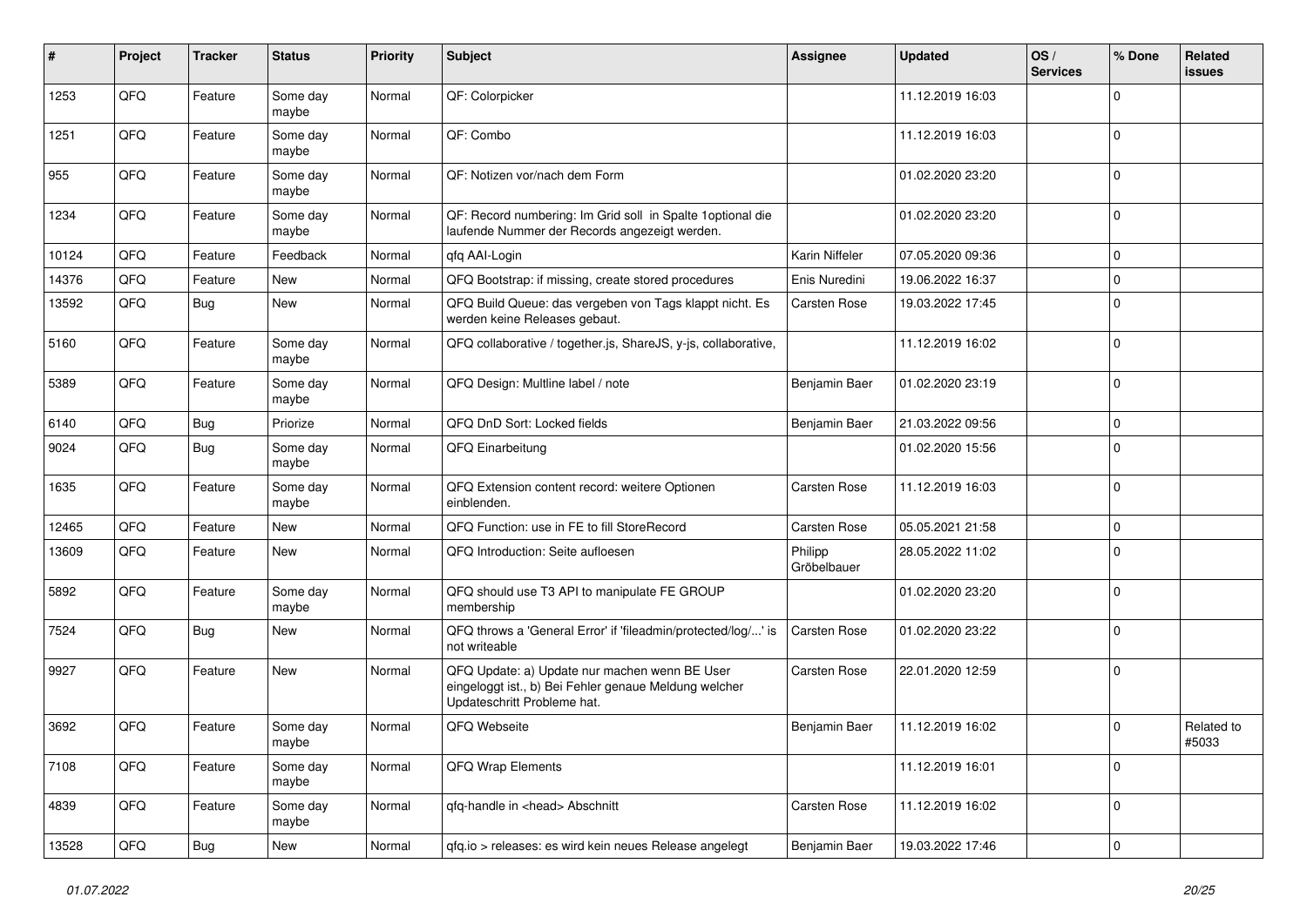| # | Project | Tracker | Status | Priority | Subject | Assignee | Updated | OS / Services | % Done | Related issues |
|---|---|---|---|---|---|---|---|---|---|---|
| 1253 | QFQ | Feature | Some day maybe | Normal | QF: Colorpicker | | 11.12.2019 16:03 | | 0 | |
| 1251 | QFQ | Feature | Some day maybe | Normal | QF: Combo | | 11.12.2019 16:03 | | 0 | |
| 955 | QFQ | Feature | Some day maybe | Normal | QF: Notizen vor/nach dem Form | | 01.02.2020 23:20 | | 0 | |
| 1234 | QFQ | Feature | Some day maybe | Normal | QF: Record numbering: Im Grid soll in Spalte 1optional die laufende Nummer der Records angezeigt werden. | | 01.02.2020 23:20 | | 0 | |
| 10124 | QFQ | Feature | Feedback | Normal | qfq AAI-Login | Karin Niffeler | 07.05.2020 09:36 | | 0 | |
| 14376 | QFQ | Feature | New | Normal | QFQ Bootstrap: if missing, create stored procedures | Enis Nuredini | 19.06.2022 16:37 | | 0 | |
| 13592 | QFQ | Bug | New | Normal | QFQ Build Queue: das vergeben von Tags klappt nicht. Es werden keine Releases gebaut. | Carsten Rose | 19.03.2022 17:45 | | 0 | |
| 5160 | QFQ | Feature | Some day maybe | Normal | QFQ collaborative / together.js, ShareJS, y-js, collaborative, | | 11.12.2019 16:02 | | 0 | |
| 5389 | QFQ | Feature | Some day maybe | Normal | QFQ Design: Multline label / note | Benjamin Baer | 01.02.2020 23:19 | | 0 | |
| 6140 | QFQ | Bug | Priorize | Normal | QFQ DnD Sort: Locked fields | Benjamin Baer | 21.03.2022 09:56 | | 0 | |
| 9024 | QFQ | Bug | Some day maybe | Normal | QFQ Einarbeitung | | 01.02.2020 15:56 | | 0 | |
| 1635 | QFQ | Feature | Some day maybe | Normal | QFQ Extension content record: weitere Optionen einblenden. | Carsten Rose | 11.12.2019 16:03 | | 0 | |
| 12465 | QFQ | Feature | New | Normal | QFQ Function: use in FE to fill StoreRecord | Carsten Rose | 05.05.2021 21:58 | | 0 | |
| 13609 | QFQ | Feature | New | Normal | QFQ Introduction: Seite aufloesen | Philipp Gröbelbauer | 28.05.2022 11:02 | | 0 | |
| 5892 | QFQ | Feature | Some day maybe | Normal | QFQ should use T3 API to manipulate FE GROUP membership | | 01.02.2020 23:20 | | 0 | |
| 7524 | QFQ | Bug | New | Normal | QFQ throws a 'General Error' if 'fileadmin/protected/log/...' is not writeable | Carsten Rose | 01.02.2020 23:22 | | 0 | |
| 9927 | QFQ | Feature | New | Normal | QFQ Update: a) Update nur machen wenn BE User eingeloggt ist., b) Bei Fehler genaue Meldung welcher Updateschritt Probleme hat. | Carsten Rose | 22.01.2020 12:59 | | 0 | |
| 3692 | QFQ | Feature | Some day maybe | Normal | QFQ Webseite | Benjamin Baer | 11.12.2019 16:02 | | 0 | Related to #5033 |
| 7108 | QFQ | Feature | Some day maybe | Normal | QFQ Wrap Elements | | 11.12.2019 16:01 | | 0 | |
| 4839 | QFQ | Feature | Some day maybe | Normal | qfq-handle in <head> Abschnitt | Carsten Rose | 11.12.2019 16:02 | | 0 | |
| 13528 | QFQ | Bug | New | Normal | qfq.io > releases: es wird kein neues Release angelegt | Benjamin Baer | 19.03.2022 17:46 | | 0 | |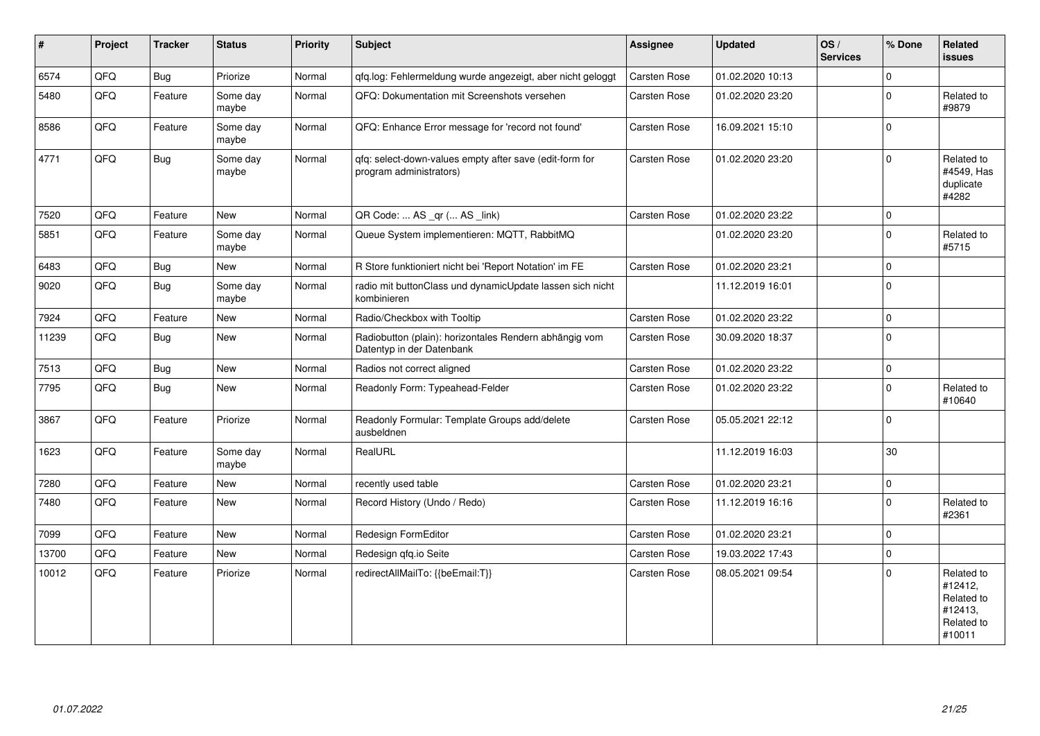| # | Project | Tracker | Status | Priority | Subject | Assignee | Updated | OS / Services | % Done | Related issues |
|---|---|---|---|---|---|---|---|---|---|---|
| 6574 | QFQ | Bug | Priorize | Normal | qfq.log: Fehlermeldung wurde angezeigt, aber nicht geloggt | Carsten Rose | 01.02.2020 10:13 | | 0 | |
| 5480 | QFQ | Feature | Some day maybe | Normal | QFQ: Dokumentation mit Screenshots versehen | Carsten Rose | 01.02.2020 23:20 | | 0 | Related to #9879 |
| 8586 | QFQ | Feature | Some day maybe | Normal | QFQ: Enhance Error message for 'record not found' | Carsten Rose | 16.09.2021 15:10 | | 0 | |
| 4771 | QFQ | Bug | Some day maybe | Normal | qfq: select-down-values empty after save (edit-form for program administrators) | Carsten Rose | 01.02.2020 23:20 | | 0 | Related to #4549, Has duplicate #4282 |
| 7520 | QFQ | Feature | New | Normal | QR Code: ... AS _qr ( ... AS _link) | Carsten Rose | 01.02.2020 23:22 | | 0 | |
| 5851 | QFQ | Feature | Some day maybe | Normal | Queue System implementieren: MQTT, RabbitMQ | | 01.02.2020 23:20 | | 0 | Related to #5715 |
| 6483 | QFQ | Bug | New | Normal | R Store funktioniert nicht bei 'Report Notation' im FE | Carsten Rose | 01.02.2020 23:21 | | 0 | |
| 9020 | QFQ | Bug | Some day maybe | Normal | radio mit buttonClass und dynamicUpdate lassen sich nicht kombinieren | | 11.12.2019 16:01 | | 0 | |
| 7924 | QFQ | Feature | New | Normal | Radio/Checkbox with Tooltip | Carsten Rose | 01.02.2020 23:22 | | 0 | |
| 11239 | QFQ | Bug | New | Normal | Radiobutton (plain): horizontales Rendern abhängig vom Datentyp in der Datenbank | Carsten Rose | 30.09.2020 18:37 | | 0 | |
| 7513 | QFQ | Bug | New | Normal | Radios not correct aligned | Carsten Rose | 01.02.2020 23:22 | | 0 | |
| 7795 | QFQ | Bug | New | Normal | Readonly Form: Typeahead-Felder | Carsten Rose | 01.02.2020 23:22 | | 0 | Related to #10640 |
| 3867 | QFQ | Feature | Priorize | Normal | Readonly Formular: Template Groups add/delete ausbeldnen | Carsten Rose | 05.05.2021 22:12 | | 0 | |
| 1623 | QFQ | Feature | Some day maybe | Normal | RealURL | | 11.12.2019 16:03 | | 30 | |
| 7280 | QFQ | Feature | New | Normal | recently used table | Carsten Rose | 01.02.2020 23:21 | | 0 | |
| 7480 | QFQ | Feature | New | Normal | Record History (Undo / Redo) | Carsten Rose | 11.12.2019 16:16 | | 0 | Related to #2361 |
| 7099 | QFQ | Feature | New | Normal | Redesign FormEditor | Carsten Rose | 01.02.2020 23:21 | | 0 | |
| 13700 | QFQ | Feature | New | Normal | Redesign qfq.io Seite | Carsten Rose | 19.03.2022 17:43 | | 0 | |
| 10012 | QFQ | Feature | Priorize | Normal | redirectAllMailTo: {{beEmail:T}} | Carsten Rose | 08.05.2021 09:54 | | 0 | Related to #12412, Related to #12413, Related to #10011 |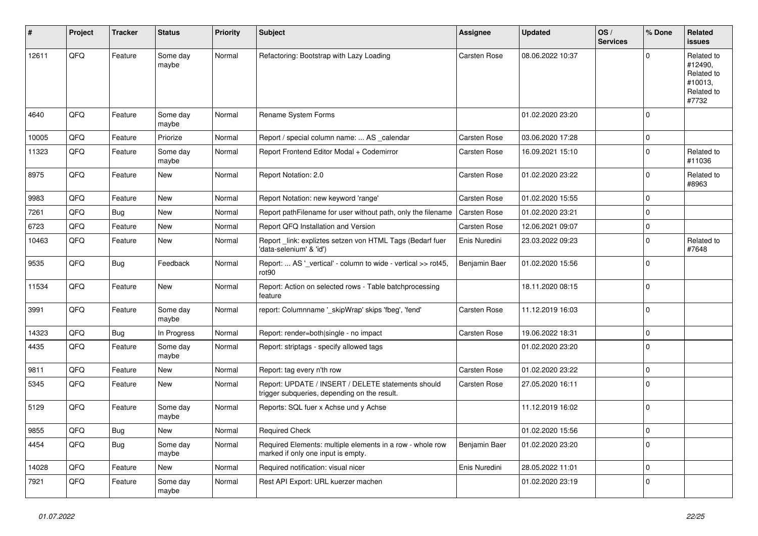| # | Project | Tracker | Status | Priority | Subject | Assignee | Updated | OS / Services | % Done | Related issues |
|---|---|---|---|---|---|---|---|---|---|---|
| 12611 | QFQ | Feature | Some day maybe | Normal | Refactoring: Bootstrap with Lazy Loading | Carsten Rose | 08.06.2022 10:37 | | 0 | Related to #12490, Related to #10013, Related to #7732 |
| 4640 | QFQ | Feature | Some day maybe | Normal | Rename System Forms | | 01.02.2020 23:20 | | 0 | |
| 10005 | QFQ | Feature | Priorize | Normal | Report / special column name: ... AS _calendar | Carsten Rose | 03.06.2020 17:28 | | 0 | |
| 11323 | QFQ | Feature | Some day maybe | Normal | Report Frontend Editor Modal + Codemirror | Carsten Rose | 16.09.2021 15:10 | | 0 | Related to #11036 |
| 8975 | QFQ | Feature | New | Normal | Report Notation: 2.0 | Carsten Rose | 01.02.2020 23:22 | | 0 | Related to #8963 |
| 9983 | QFQ | Feature | New | Normal | Report Notation: new keyword 'range' | Carsten Rose | 01.02.2020 15:55 | | 0 | |
| 7261 | QFQ | Bug | New | Normal | Report pathFilename for user without path, only the filename | Carsten Rose | 01.02.2020 23:21 | | 0 | |
| 6723 | QFQ | Feature | New | Normal | Report QFQ Installation and Version | Carsten Rose | 12.06.2021 09:07 | | 0 | |
| 10463 | QFQ | Feature | New | Normal | Report _link: expliztes setzen von HTML Tags (Bedarf fuer 'data-selenium' & 'id') | Enis Nuredini | 23.03.2022 09:23 | | 0 | Related to #7648 |
| 9535 | QFQ | Bug | Feedback | Normal | Report: ... AS '_vertical' - column to wide - vertical >> rot45, rot90 | Benjamin Baer | 01.02.2020 15:56 | | 0 | |
| 11534 | QFQ | Feature | New | Normal | Report: Action on selected rows - Table batchprocessing feature | | 18.11.2020 08:15 | | 0 | |
| 3991 | QFQ | Feature | Some day maybe | Normal | report: Columnname '_skipWrap' skips 'fbeg', 'fend' | Carsten Rose | 11.12.2019 16:03 | | 0 | |
| 14323 | QFQ | Bug | In Progress | Normal | Report: render=both\|single - no impact | Carsten Rose | 19.06.2022 18:31 | | 0 | |
| 4435 | QFQ | Feature | Some day maybe | Normal | Report: striptags - specify allowed tags | | 01.02.2020 23:20 | | 0 | |
| 9811 | QFQ | Feature | New | Normal | Report: tag every n'th row | Carsten Rose | 01.02.2020 23:22 | | 0 | |
| 5345 | QFQ | Feature | New | Normal | Report: UPDATE / INSERT / DELETE statements should trigger subqueries, depending on the result. | Carsten Rose | 27.05.2020 16:11 | | 0 | |
| 5129 | QFQ | Feature | Some day maybe | Normal | Reports: SQL fuer x Achse und y Achse | | 11.12.2019 16:02 | | 0 | |
| 9855 | QFQ | Bug | New | Normal | Required Check | | 01.02.2020 15:56 | | 0 | |
| 4454 | QFQ | Bug | Some day maybe | Normal | Required Elements: multiple elements in a row - whole row marked if only one input is empty. | Benjamin Baer | 01.02.2020 23:20 | | 0 | |
| 14028 | QFQ | Feature | New | Normal | Required notification: visual nicer | Enis Nuredini | 28.05.2022 11:01 | | 0 | |
| 7921 | QFQ | Feature | Some day maybe | Normal | Rest API Export: URL kuerzer machen | | 01.02.2020 23:19 | | 0 | |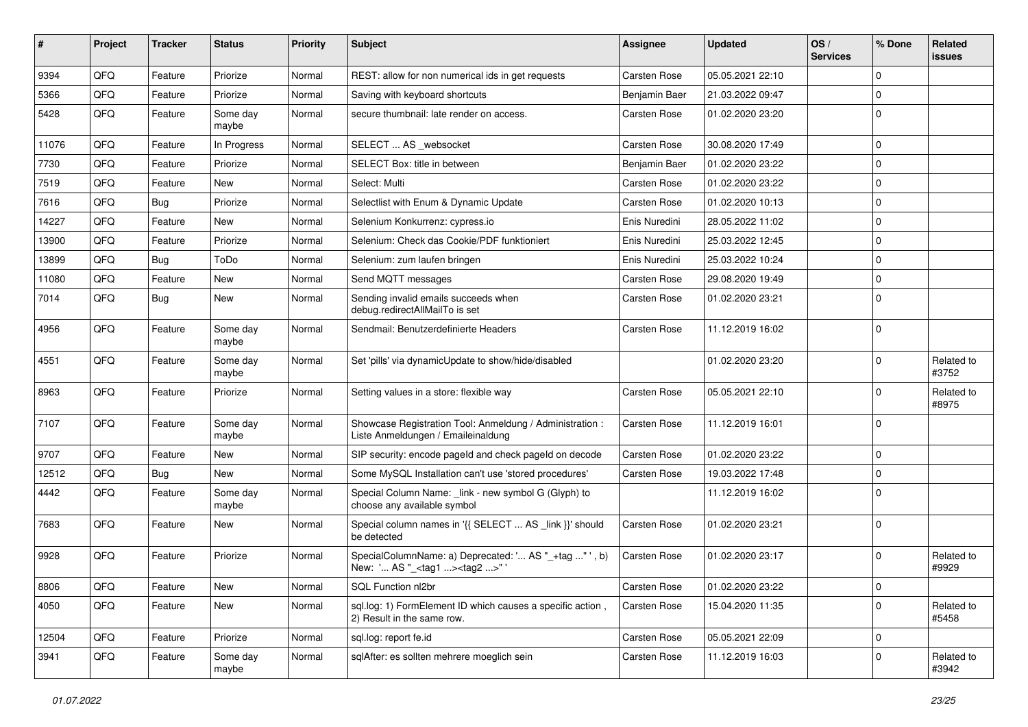| # | Project | Tracker | Status | Priority | Subject | Assignee | Updated | OS / Services | % Done | Related issues |
|---|---|---|---|---|---|---|---|---|---|---|
| 9394 | QFQ | Feature | Priorize | Normal | REST: allow for non numerical ids in get requests | Carsten Rose | 05.05.2021 22:10 | | 0 | |
| 5366 | QFQ | Feature | Priorize | Normal | Saving with keyboard shortcuts | Benjamin Baer | 21.03.2022 09:47 | | 0 | |
| 5428 | QFQ | Feature | Some day maybe | Normal | secure thumbnail: late render on access. | Carsten Rose | 01.02.2020 23:20 | | 0 | |
| 11076 | QFQ | Feature | In Progress | Normal | SELECT ... AS _websocket | Carsten Rose | 30.08.2020 17:49 | | 0 | |
| 7730 | QFQ | Feature | Priorize | Normal | SELECT Box: title in between | Benjamin Baer | 01.02.2020 23:22 | | 0 | |
| 7519 | QFQ | Feature | New | Normal | Select: Multi | Carsten Rose | 01.02.2020 23:22 | | 0 | |
| 7616 | QFQ | Bug | Priorize | Normal | Selectlist with Enum & Dynamic Update | Carsten Rose | 01.02.2020 10:13 | | 0 | |
| 14227 | QFQ | Feature | New | Normal | Selenium Konkurrenz: cypress.io | Enis Nuredini | 28.05.2022 11:02 | | 0 | |
| 13900 | QFQ | Feature | Priorize | Normal | Selenium: Check das Cookie/PDF funktioniert | Enis Nuredini | 25.03.2022 12:45 | | 0 | |
| 13899 | QFQ | Bug | ToDo | Normal | Selenium: zum laufen bringen | Enis Nuredini | 25.03.2022 10:24 | | 0 | |
| 11080 | QFQ | Feature | New | Normal | Send MQTT messages | Carsten Rose | 29.08.2020 19:49 | | 0 | |
| 7014 | QFQ | Bug | New | Normal | Sending invalid emails succeeds when debug.redirectAllMailTo is set | Carsten Rose | 01.02.2020 23:21 | | 0 | |
| 4956 | QFQ | Feature | Some day maybe | Normal | Sendmail: Benutzerdefinierte Headers | Carsten Rose | 11.12.2019 16:02 | | 0 | |
| 4551 | QFQ | Feature | Some day maybe | Normal | Set 'pills' via dynamicUpdate to show/hide/disabled | | 01.02.2020 23:20 | | 0 | Related to #3752 |
| 8963 | QFQ | Feature | Priorize | Normal | Setting values in a store: flexible way | Carsten Rose | 05.05.2021 22:10 | | 0 | Related to #8975 |
| 7107 | QFQ | Feature | Some day maybe | Normal | Showcase Registration Tool: Anmeldung / Administration : Liste Anmeldungen / Emaileinaldung | Carsten Rose | 11.12.2019 16:01 | | 0 | |
| 9707 | QFQ | Feature | New | Normal | SIP security: encode pageId and check pageId on decode | Carsten Rose | 01.02.2020 23:22 | | 0 | |
| 12512 | QFQ | Bug | New | Normal | Some MySQL Installation can't use 'stored procedures' | Carsten Rose | 19.03.2022 17:48 | | 0 | |
| 4442 | QFQ | Feature | Some day maybe | Normal | Special Column Name: _link - new symbol G (Glyph) to choose any available symbol | | 11.12.2019 16:02 | | 0 | |
| 7683 | QFQ | Feature | New | Normal | Special column names in '{{ SELECT ... AS _link }}' should be detected | Carsten Rose | 01.02.2020 23:21 | | 0 | |
| 9928 | QFQ | Feature | Priorize | Normal | SpecialColumnName: a) Deprecated: '... AS "_+tag ..." ', b) New: '... AS "_<tag1 ...><tag2 ...>" ' | Carsten Rose | 01.02.2020 23:17 | | 0 | Related to #9929 |
| 8806 | QFQ | Feature | New | Normal | SQL Function nl2br | Carsten Rose | 01.02.2020 23:22 | | 0 | |
| 4050 | QFQ | Feature | New | Normal | sql.log: 1) FormElement ID which causes a specific action , 2) Result in the same row. | Carsten Rose | 15.04.2020 11:35 | | 0 | Related to #5458 |
| 12504 | QFQ | Feature | Priorize | Normal | sql.log: report fe.id | Carsten Rose | 05.05.2021 22:09 | | 0 | |
| 3941 | QFQ | Feature | Some day maybe | Normal | sqlAfter: es sollten mehrere moeglich sein | Carsten Rose | 11.12.2019 16:03 | | 0 | Related to #3942 |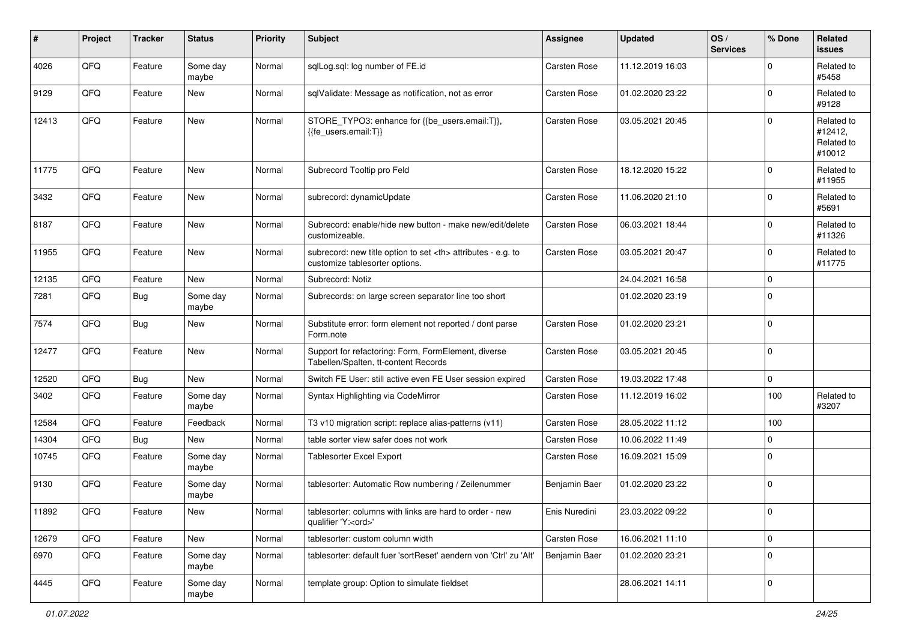| # | Project | Tracker | Status | Priority | Subject | Assignee | Updated | OS / Services | % Done | Related issues |
|---|---|---|---|---|---|---|---|---|---|---|
| 4026 | QFQ | Feature | Some day maybe | Normal | sqlLog.sql: log number of FE.id | Carsten Rose | 11.12.2019 16:03 | | 0 | Related to #5458 |
| 9129 | QFQ | Feature | New | Normal | sqlValidate: Message as notification, not as error | Carsten Rose | 01.02.2020 23:22 | | 0 | Related to #9128 |
| 12413 | QFQ | Feature | New | Normal | STORE_TYPO3: enhance for {{be_users.email:T}}, {{fe_users.email:T}} | Carsten Rose | 03.05.2021 20:45 | | 0 | Related to #12412, Related to #10012 |
| 11775 | QFQ | Feature | New | Normal | Subrecord Tooltip pro Feld | Carsten Rose | 18.12.2020 15:22 | | 0 | Related to #11955 |
| 3432 | QFQ | Feature | New | Normal | subrecord: dynamicUpdate | Carsten Rose | 11.06.2020 21:10 | | 0 | Related to #5691 |
| 8187 | QFQ | Feature | New | Normal | Subrecord: enable/hide new button - make new/edit/delete customizeable. | Carsten Rose | 06.03.2021 18:44 | | 0 | Related to #11326 |
| 11955 | QFQ | Feature | New | Normal | subrecord: new title option to set <th> attributes - e.g. to customize tablesorter options. | Carsten Rose | 03.05.2021 20:47 | | 0 | Related to #11775 |
| 12135 | QFQ | Feature | New | Normal | Subrecord: Notiz | | 24.04.2021 16:58 | | 0 | |
| 7281 | QFQ | Bug | Some day maybe | Normal | Subrecords: on large screen separator line too short | | 01.02.2020 23:19 | | 0 | |
| 7574 | QFQ | Bug | New | Normal | Substitute error: form element not reported / dont parse Form.note | Carsten Rose | 01.02.2020 23:21 | | 0 | |
| 12477 | QFQ | Feature | New | Normal | Support for refactoring: Form, FormElement, diverse Tabellen/Spalten, tt-content Records | Carsten Rose | 03.05.2021 20:45 | | 0 | |
| 12520 | QFQ | Bug | New | Normal | Switch FE User: still active even FE User session expired | Carsten Rose | 19.03.2022 17:48 | | 0 | |
| 3402 | QFQ | Feature | Some day maybe | Normal | Syntax Highlighting via CodeMirror | Carsten Rose | 11.12.2019 16:02 | | 100 | Related to #3207 |
| 12584 | QFQ | Feature | Feedback | Normal | T3 v10 migration script: replace alias-patterns (v11) | Carsten Rose | 28.05.2022 11:12 | | 100 | |
| 14304 | QFQ | Bug | New | Normal | table sorter view safer does not work | Carsten Rose | 10.06.2022 11:49 | | 0 | |
| 10745 | QFQ | Feature | Some day maybe | Normal | Tablesorter Excel Export | Carsten Rose | 16.09.2021 15:09 | | 0 | |
| 9130 | QFQ | Feature | Some day maybe | Normal | tablesorter: Automatic Row numbering / Zeilenummer | Benjamin Baer | 01.02.2020 23:22 | | 0 | |
| 11892 | QFQ | Feature | New | Normal | tablesorter: columns with links are hard to order - new qualifier 'Y:<ord>' | Enis Nuredini | 23.03.2022 09:22 | | 0 | |
| 12679 | QFQ | Feature | New | Normal | tablesorter: custom column width | Carsten Rose | 16.06.2021 11:10 | | 0 | |
| 6970 | QFQ | Feature | Some day maybe | Normal | tablesorter: default fuer 'sortReset' aendern von 'Ctrl' zu 'Alt' | Benjamin Baer | 01.02.2020 23:21 | | 0 | |
| 4445 | QFQ | Feature | Some day maybe | Normal | template group: Option to simulate fieldset | | 28.06.2021 14:11 | | 0 | |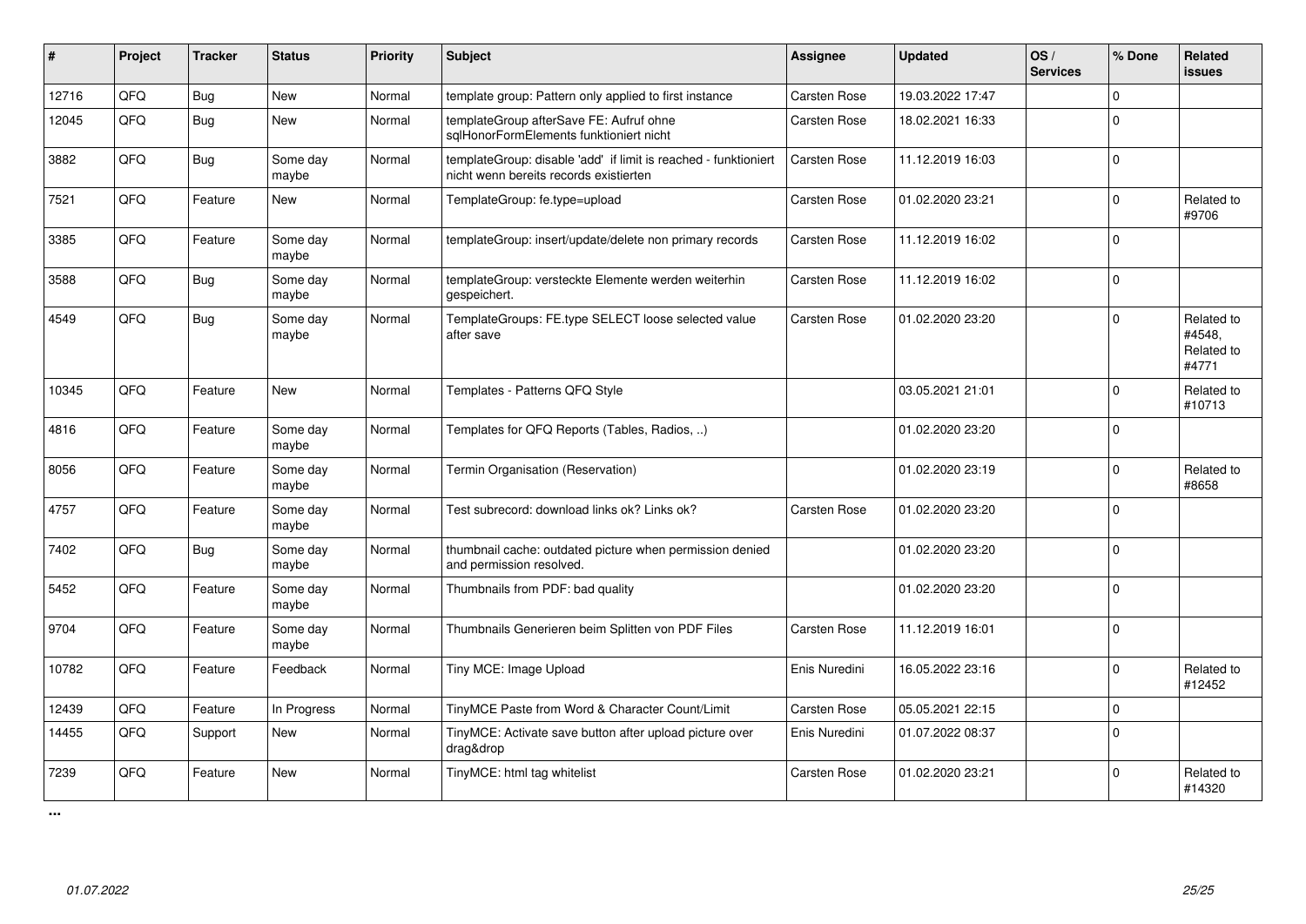| # | Project | Tracker | Status | Priority | Subject | Assignee | Updated | OS / Services | % Done | Related issues |
|---|---|---|---|---|---|---|---|---|---|---|
| 12716 | QFQ | Bug | New | Normal | template group: Pattern only applied to first instance | Carsten Rose | 19.03.2022 17:47 | | 0 | |
| 12045 | QFQ | Bug | New | Normal | templateGroup afterSave FE: Aufruf ohne sqlHonorFormElements funktioniert nicht | Carsten Rose | 18.02.2021 16:33 | | 0 | |
| 3882 | QFQ | Bug | Some day maybe | Normal | templateGroup: disable 'add' if limit is reached - funktioniert nicht wenn bereits records existierten | Carsten Rose | 11.12.2019 16:03 | | 0 | |
| 7521 | QFQ | Feature | New | Normal | TemplateGroup: fe.type=upload | Carsten Rose | 01.02.2020 23:21 | | 0 | Related to #9706 |
| 3385 | QFQ | Feature | Some day maybe | Normal | templateGroup: insert/update/delete non primary records | Carsten Rose | 11.12.2019 16:02 | | 0 | |
| 3588 | QFQ | Bug | Some day maybe | Normal | templateGroup: versteckte Elemente werden weiterhin gespeichert. | Carsten Rose | 11.12.2019 16:02 | | 0 | |
| 4549 | QFQ | Bug | Some day maybe | Normal | TemplateGroups: FE.type SELECT loose selected value after save | Carsten Rose | 01.02.2020 23:20 | | 0 | Related to #4548, Related to #4771 |
| 10345 | QFQ | Feature | New | Normal | Templates - Patterns QFQ Style | | 03.05.2021 21:01 | | 0 | Related to #10713 |
| 4816 | QFQ | Feature | Some day maybe | Normal | Templates for QFQ Reports (Tables, Radios, ..) | | 01.02.2020 23:20 | | 0 | |
| 8056 | QFQ | Feature | Some day maybe | Normal | Termin Organisation (Reservation) | | 01.02.2020 23:19 | | 0 | Related to #8658 |
| 4757 | QFQ | Feature | Some day maybe | Normal | Test subrecord: download links ok? Links ok? | Carsten Rose | 01.02.2020 23:20 | | 0 | |
| 7402 | QFQ | Bug | Some day maybe | Normal | thumbnail cache: outdated picture when permission denied and permission resolved. | | 01.02.2020 23:20 | | 0 | |
| 5452 | QFQ | Feature | Some day maybe | Normal | Thumbnails from PDF: bad quality | | 01.02.2020 23:20 | | 0 | |
| 9704 | QFQ | Feature | Some day maybe | Normal | Thumbnails Generieren beim Splitten von PDF Files | Carsten Rose | 11.12.2019 16:01 | | 0 | |
| 10782 | QFQ | Feature | Feedback | Normal | Tiny MCE: Image Upload | Enis Nuredini | 16.05.2022 23:16 | | 0 | Related to #12452 |
| 12439 | QFQ | Feature | In Progress | Normal | TinyMCE Paste from Word & Character Count/Limit | Carsten Rose | 05.05.2021 22:15 | | 0 | |
| 14455 | QFQ | Support | New | Normal | TinyMCE: Activate save button after upload picture over drag&drop | Enis Nuredini | 01.07.2022 08:37 | | 0 | |
| 7239 | QFQ | Feature | New | Normal | TinyMCE: html tag whitelist | Carsten Rose | 01.02.2020 23:21 | | 0 | Related to #14320 |

...